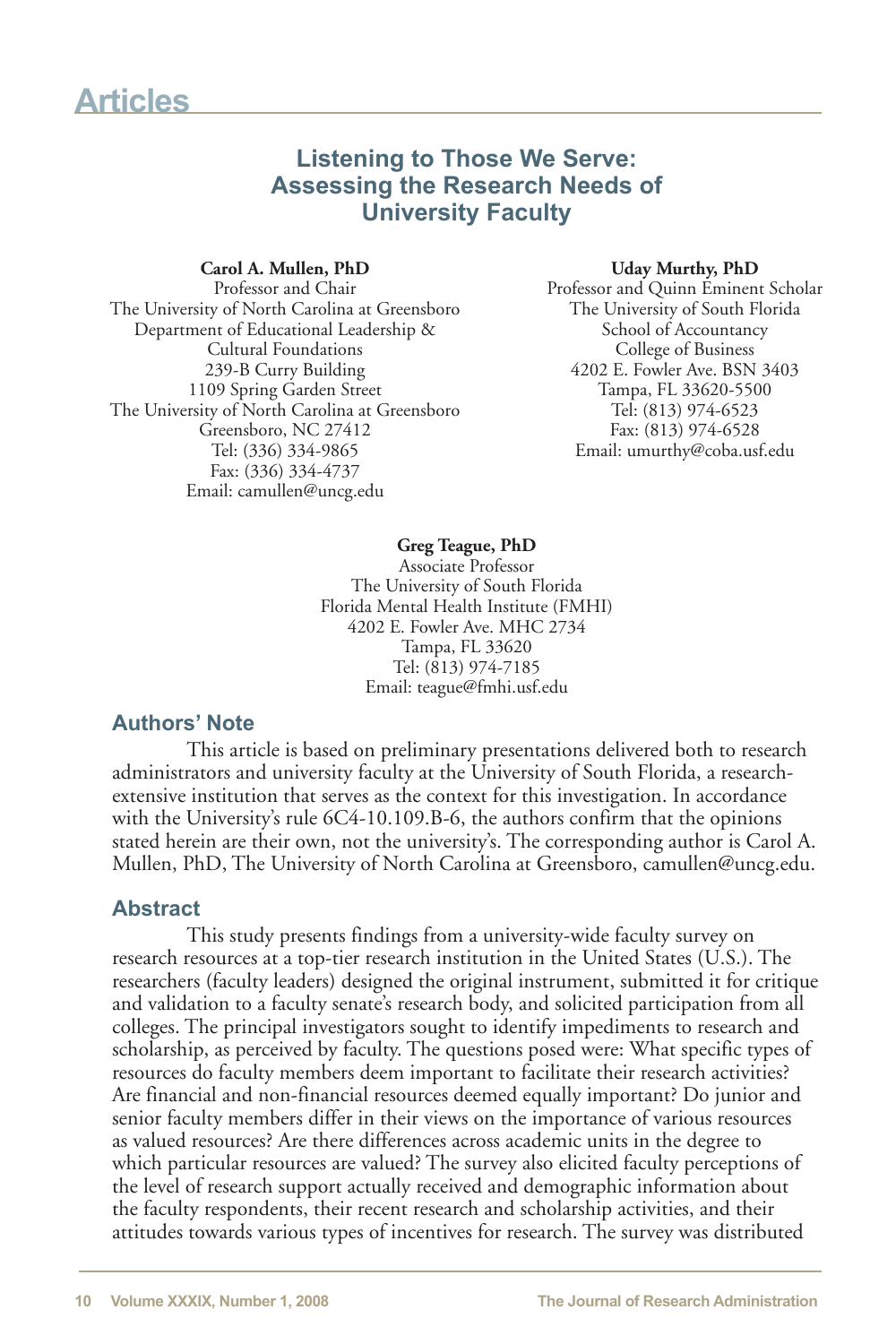# Articles

## Listening to Those We Serve: Assessing the Research Needs of University Faculty

**Carol A. Mullen, PhD**
Professor and Chair
The University of North Carolina at Greensboro
Department of Educational Leadership & Cultural Foundations
239-B Curry Building
1109 Spring Garden Street
The University of North Carolina at Greensboro
Greensboro, NC 27412
Tel: (336) 334-9865
Fax: (336) 334-4737
Email: camullen@uncg.edu

**Uday Murthy, PhD**
Professor and Quinn Eminent Scholar
The University of South Florida
School of Accountancy
College of Business
4202 E. Fowler Ave. BSN 3403
Tampa, FL 33620-5500
Tel: (813) 974-6523
Fax: (813) 974-6528
Email: umurthy@coba.usf.edu

**Greg Teague, PhD**
Associate Professor
The University of South Florida
Florida Mental Health Institute (FMHI)
4202 E. Fowler Ave. MHC 2734
Tampa, FL 33620
Tel: (813) 974-7185
Email: teague@fmhi.usf.edu

### Authors' Note

This article is based on preliminary presentations delivered both to research administrators and university faculty at the University of South Florida, a research-extensive institution that serves as the context for this investigation. In accordance with the University's rule 6C4-10.109.B-6, the authors confirm that the opinions stated herein are their own, not the university's. The corresponding author is Carol A. Mullen, PhD, The University of North Carolina at Greensboro, camullen@uncg.edu.

### Abstract

This study presents findings from a university-wide faculty survey on research resources at a top-tier research institution in the United States (U.S.). The researchers (faculty leaders) designed the original instrument, submitted it for critique and validation to a faculty senate's research body, and solicited participation from all colleges. The principal investigators sought to identify impediments to research and scholarship, as perceived by faculty. The questions posed were: What specific types of resources do faculty members deem important to facilitate their research activities? Are financial and non-financial resources deemed equally important? Do junior and senior faculty members differ in their views on the importance of various resources as valued resources? Are there differences across academic units in the degree to which particular resources are valued? The survey also elicited faculty perceptions of the level of research support actually received and demographic information about the faculty respondents, their recent research and scholarship activities, and their attitudes towards various types of incentives for research. The survey was distributed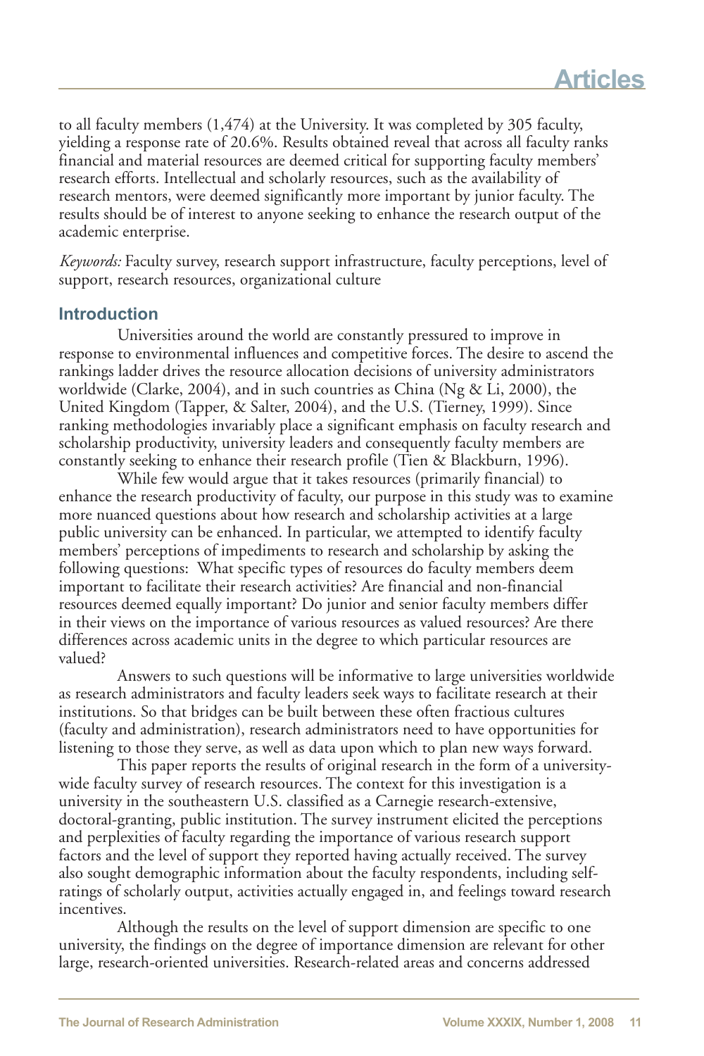to all faculty members (1,474) at the University. It was completed by 305 faculty, yielding a response rate of 20.6%. Results obtained reveal that across all faculty ranks financial and material resources are deemed critical for supporting faculty members' research efforts. Intellectual and scholarly resources, such as the availability of research mentors, were deemed significantly more important by junior faculty. The results should be of interest to anyone seeking to enhance the research output of the academic enterprise.

*Keywords:* Faculty survey, research support infrastructure, faculty perceptions, level of support, research resources, organizational culture

## Introduction

Universities around the world are constantly pressured to improve in response to environmental influences and competitive forces. The desire to ascend the rankings ladder drives the resource allocation decisions of university administrators worldwide (Clarke, 2004), and in such countries as China (Ng & Li, 2000), the United Kingdom (Tapper, & Salter, 2004), and the U.S. (Tierney, 1999). Since ranking methodologies invariably place a significant emphasis on faculty research and scholarship productivity, university leaders and consequently faculty members are constantly seeking to enhance their research profile (Tien & Blackburn, 1996).

While few would argue that it takes resources (primarily financial) to enhance the research productivity of faculty, our purpose in this study was to examine more nuanced questions about how research and scholarship activities at a large public university can be enhanced. In particular, we attempted to identify faculty members' perceptions of impediments to research and scholarship by asking the following questions: What specific types of resources do faculty members deem important to facilitate their research activities? Are financial and non-financial resources deemed equally important? Do junior and senior faculty members differ in their views on the importance of various resources as valued resources? Are there differences across academic units in the degree to which particular resources are valued?

Answers to such questions will be informative to large universities worldwide as research administrators and faculty leaders seek ways to facilitate research at their institutions. So that bridges can be built between these often fractious cultures (faculty and administration), research administrators need to have opportunities for listening to those they serve, as well as data upon which to plan new ways forward.

This paper reports the results of original research in the form of a university-wide faculty survey of research resources. The context for this investigation is a university in the southeastern U.S. classified as a Carnegie research-extensive, doctoral-granting, public institution. The survey instrument elicited the perceptions and perplexities of faculty regarding the importance of various research support factors and the level of support they reported having actually received. The survey also sought demographic information about the faculty respondents, including self-ratings of scholarly output, activities actually engaged in, and feelings toward research incentives.

Although the results on the level of support dimension are specific to one university, the findings on the degree of importance dimension are relevant for other large, research-oriented universities. Research-related areas and concerns addressed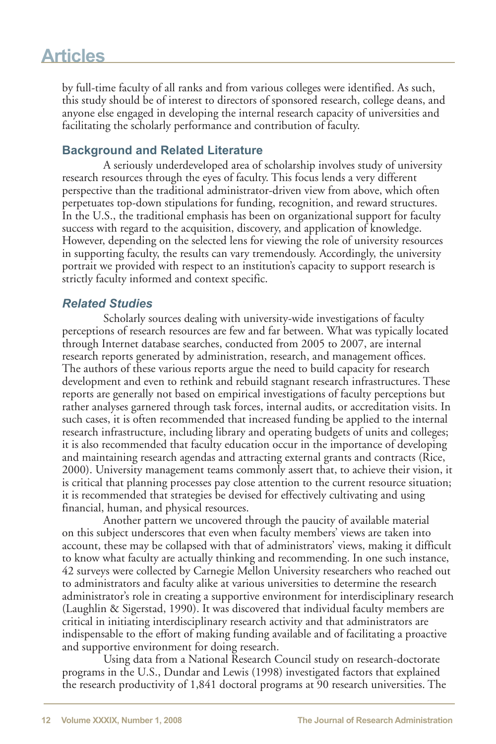by full-time faculty of all ranks and from various colleges were identified. As such, this study should be of interest to directors of sponsored research, college deans, and anyone else engaged in developing the internal research capacity of universities and facilitating the scholarly performance and contribution of faculty.

## Background and Related Literature

A seriously underdeveloped area of scholarship involves study of university research resources through the eyes of faculty. This focus lends a very different perspective than the traditional administrator-driven view from above, which often perpetuates top-down stipulations for funding, recognition, and reward structures. In the U.S., the traditional emphasis has been on organizational support for faculty success with regard to the acquisition, discovery, and application of knowledge. However, depending on the selected lens for viewing the role of university resources in supporting faculty, the results can vary tremendously. Accordingly, the university portrait we provided with respect to an institution's capacity to support research is strictly faculty informed and context specific.

### *Related Studies*

Scholarly sources dealing with university-wide investigations of faculty perceptions of research resources are few and far between. What was typically located through Internet database searches, conducted from 2005 to 2007, are internal research reports generated by administration, research, and management offices. The authors of these various reports argue the need to build capacity for research development and even to rethink and rebuild stagnant research infrastructures. These reports are generally not based on empirical investigations of faculty perceptions but rather analyses garnered through task forces, internal audits, or accreditation visits. In such cases, it is often recommended that increased funding be applied to the internal research infrastructure, including library and operating budgets of units and colleges; it is also recommended that faculty education occur in the importance of developing and maintaining research agendas and attracting external grants and contracts (Rice, 2000). University management teams commonly assert that, to achieve their vision, it is critical that planning processes pay close attention to the current resource situation; it is recommended that strategies be devised for effectively cultivating and using financial, human, and physical resources.

Another pattern we uncovered through the paucity of available material on this subject underscores that even when faculty members' views are taken into account, these may be collapsed with that of administrators' views, making it difficult to know what faculty are actually thinking and recommending. In one such instance, 42 surveys were collected by Carnegie Mellon University researchers who reached out to administrators and faculty alike at various universities to determine the research administrator's role in creating a supportive environment for interdisciplinary research (Laughlin & Sigerstad, 1990). It was discovered that individual faculty members are critical in initiating interdisciplinary research activity and that administrators are indispensable to the effort of making funding available and of facilitating a proactive and supportive environment for doing research.

Using data from a National Research Council study on research-doctorate programs in the U.S., Dundar and Lewis (1998) investigated factors that explained the research productivity of 1,841 doctoral programs at 90 research universities. The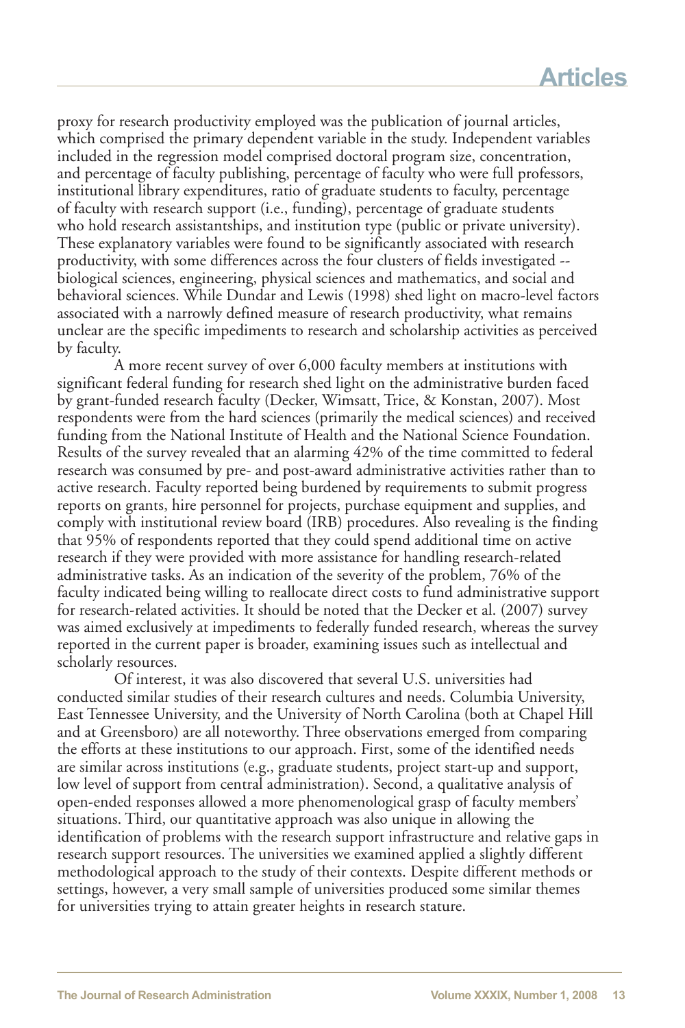proxy for research productivity employed was the publication of journal articles, which comprised the primary dependent variable in the study. Independent variables included in the regression model comprised doctoral program size, concentration, and percentage of faculty publishing, percentage of faculty who were full professors, institutional library expenditures, ratio of graduate students to faculty, percentage of faculty with research support (i.e., funding), percentage of graduate students who hold research assistantships, and institution type (public or private university). These explanatory variables were found to be significantly associated with research productivity, with some differences across the four clusters of fields investigated -- biological sciences, engineering, physical sciences and mathematics, and social and behavioral sciences. While Dundar and Lewis (1998) shed light on macro-level factors associated with a narrowly defined measure of research productivity, what remains unclear are the specific impediments to research and scholarship activities as perceived by faculty.

A more recent survey of over 6,000 faculty members at institutions with significant federal funding for research shed light on the administrative burden faced by grant-funded research faculty (Decker, Wimsatt, Trice, & Konstan, 2007). Most respondents were from the hard sciences (primarily the medical sciences) and received funding from the National Institute of Health and the National Science Foundation. Results of the survey revealed that an alarming 42% of the time committed to federal research was consumed by pre- and post-award administrative activities rather than to active research. Faculty reported being burdened by requirements to submit progress reports on grants, hire personnel for projects, purchase equipment and supplies, and comply with institutional review board (IRB) procedures. Also revealing is the finding that 95% of respondents reported that they could spend additional time on active research if they were provided with more assistance for handling research-related administrative tasks. As an indication of the severity of the problem, 76% of the faculty indicated being willing to reallocate direct costs to fund administrative support for research-related activities. It should be noted that the Decker et al. (2007) survey was aimed exclusively at impediments to federally funded research, whereas the survey reported in the current paper is broader, examining issues such as intellectual and scholarly resources.

Of interest, it was also discovered that several U.S. universities had conducted similar studies of their research cultures and needs. Columbia University, East Tennessee University, and the University of North Carolina (both at Chapel Hill and at Greensboro) are all noteworthy. Three observations emerged from comparing the efforts at these institutions to our approach. First, some of the identified needs are similar across institutions (e.g., graduate students, project start-up and support, low level of support from central administration). Second, a qualitative analysis of open-ended responses allowed a more phenomenological grasp of faculty members' situations. Third, our quantitative approach was also unique in allowing the identification of problems with the research support infrastructure and relative gaps in research support resources. The universities we examined applied a slightly different methodological approach to the study of their contexts. Despite different methods or settings, however, a very small sample of universities produced some similar themes for universities trying to attain greater heights in research stature.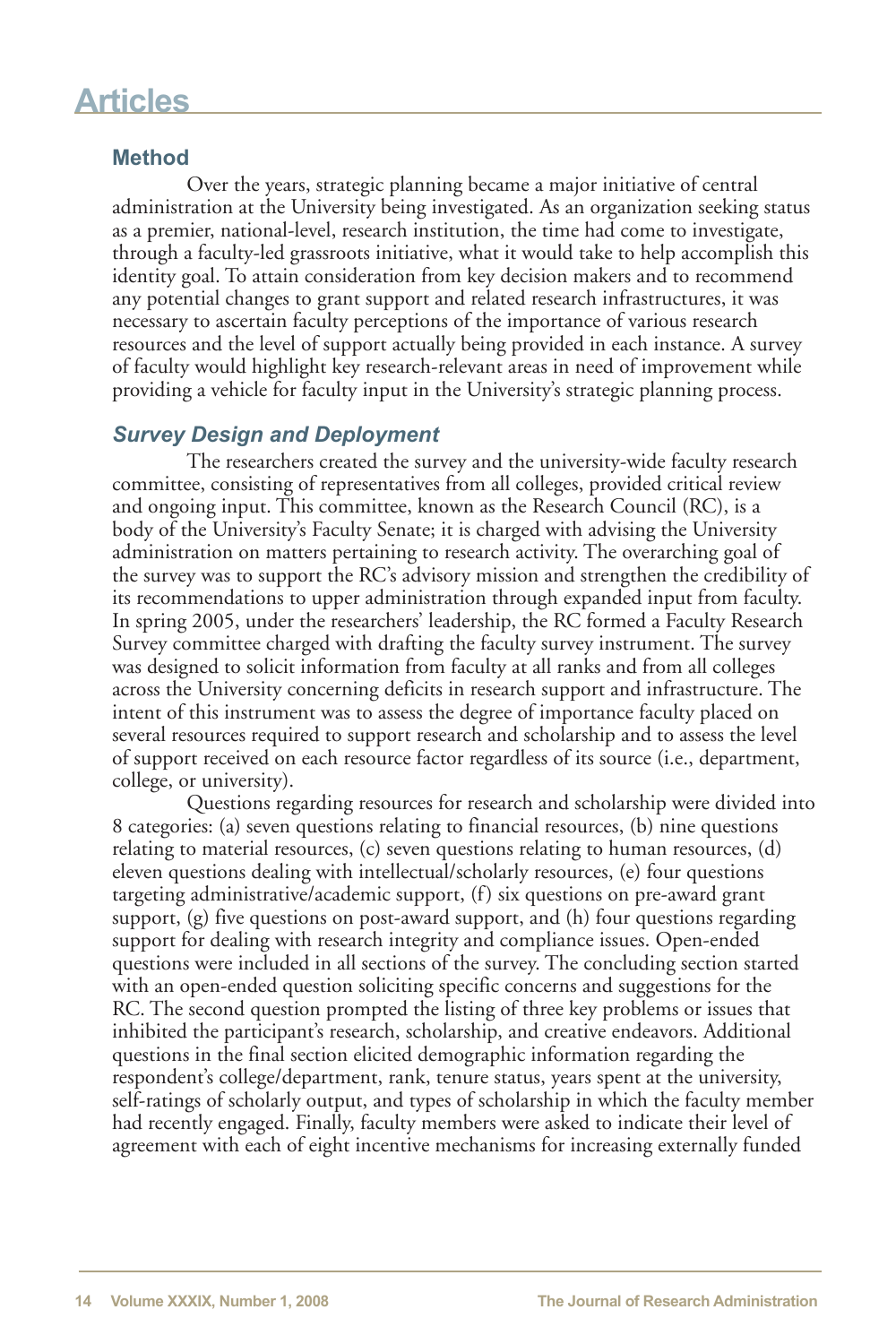## Method

Over the years, strategic planning became a major initiative of central administration at the University being investigated. As an organization seeking status as a premier, national-level, research institution, the time had come to investigate, through a faculty-led grassroots initiative, what it would take to help accomplish this identity goal. To attain consideration from key decision makers and to recommend any potential changes to grant support and related research infrastructures, it was necessary to ascertain faculty perceptions of the importance of various research resources and the level of support actually being provided in each instance. A survey of faculty would highlight key research-relevant areas in need of improvement while providing a vehicle for faculty input in the University's strategic planning process.

### *Survey Design and Deployment*

The researchers created the survey and the university-wide faculty research committee, consisting of representatives from all colleges, provided critical review and ongoing input. This committee, known as the Research Council (RC), is a body of the University's Faculty Senate; it is charged with advising the University administration on matters pertaining to research activity. The overarching goal of the survey was to support the RC's advisory mission and strengthen the credibility of its recommendations to upper administration through expanded input from faculty. In spring 2005, under the researchers' leadership, the RC formed a Faculty Research Survey committee charged with drafting the faculty survey instrument. The survey was designed to solicit information from faculty at all ranks and from all colleges across the University concerning deficits in research support and infrastructure. The intent of this instrument was to assess the degree of importance faculty placed on several resources required to support research and scholarship and to assess the level of support received on each resource factor regardless of its source (i.e., department, college, or university).

Questions regarding resources for research and scholarship were divided into 8 categories: (a) seven questions relating to financial resources, (b) nine questions relating to material resources, (c) seven questions relating to human resources, (d) eleven questions dealing with intellectual/scholarly resources, (e) four questions targeting administrative/academic support, (f) six questions on pre-award grant support, (g) five questions on post-award support, and (h) four questions regarding support for dealing with research integrity and compliance issues. Open-ended questions were included in all sections of the survey. The concluding section started with an open-ended question soliciting specific concerns and suggestions for the RC. The second question prompted the listing of three key problems or issues that inhibited the participant's research, scholarship, and creative endeavors. Additional questions in the final section elicited demographic information regarding the respondent's college/department, rank, tenure status, years spent at the university, self-ratings of scholarly output, and types of scholarship in which the faculty member had recently engaged. Finally, faculty members were asked to indicate their level of agreement with each of eight incentive mechanisms for increasing externally funded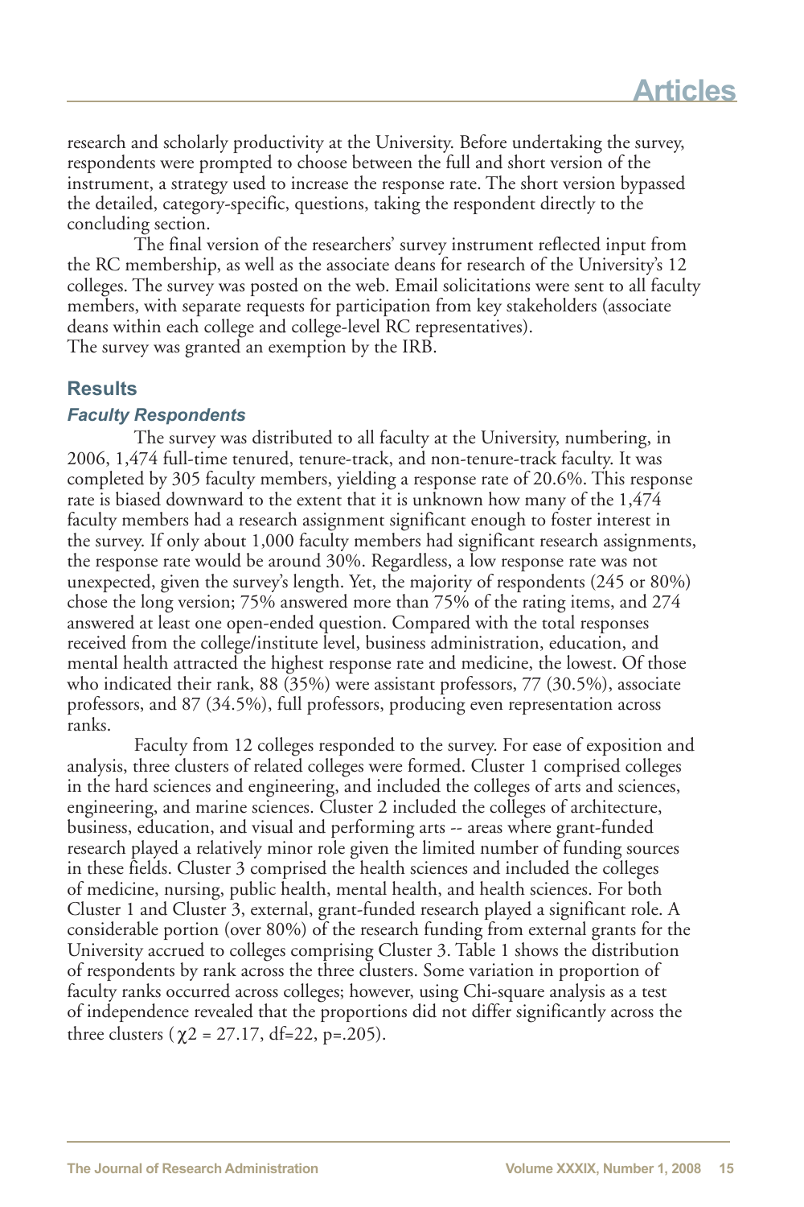research and scholarly productivity at the University. Before undertaking the survey, respondents were prompted to choose between the full and short version of the instrument, a strategy used to increase the response rate. The short version bypassed the detailed, category-specific, questions, taking the respondent directly to the concluding section.

The final version of the researchers' survey instrument reflected input from the RC membership, as well as the associate deans for research of the University's 12 colleges. The survey was posted on the web. Email solicitations were sent to all faculty members, with separate requests for participation from key stakeholders (associate deans within each college and college-level RC representatives).
The survey was granted an exemption by the IRB.

## Results

### *Faculty Respondents*

The survey was distributed to all faculty at the University, numbering, in 2006, 1,474 full-time tenured, tenure-track, and non-tenure-track faculty. It was completed by 305 faculty members, yielding a response rate of 20.6%. This response rate is biased downward to the extent that it is unknown how many of the 1,474 faculty members had a research assignment significant enough to foster interest in the survey. If only about 1,000 faculty members had significant research assignments, the response rate would be around 30%. Regardless, a low response rate was not unexpected, given the survey's length. Yet, the majority of respondents (245 or 80%) chose the long version; 75% answered more than 75% of the rating items, and 274 answered at least one open-ended question. Compared with the total responses received from the college/institute level, business administration, education, and mental health attracted the highest response rate and medicine, the lowest. Of those who indicated their rank, 88 (35%) were assistant professors, 77 (30.5%), associate professors, and 87 (34.5%), full professors, producing even representation across ranks.

Faculty from 12 colleges responded to the survey. For ease of exposition and analysis, three clusters of related colleges were formed. Cluster 1 comprised colleges in the hard sciences and engineering, and included the colleges of arts and sciences, engineering, and marine sciences. Cluster 2 included the colleges of architecture, business, education, and visual and performing arts -- areas where grant-funded research played a relatively minor role given the limited number of funding sources in these fields. Cluster 3 comprised the health sciences and included the colleges of medicine, nursing, public health, mental health, and health sciences. For both Cluster 1 and Cluster 3, external, grant-funded research played a significant role. A considerable portion (over 80%) of the research funding from external grants for the University accrued to colleges comprising Cluster 3. Table 1 shows the distribution of respondents by rank across the three clusters. Some variation in proportion of faculty ranks occurred across colleges; however, using Chi-square analysis as a test of independence revealed that the proportions did not differ significantly across the three clusters ( $\chi 2$ = 27.17, df=22, p=.205).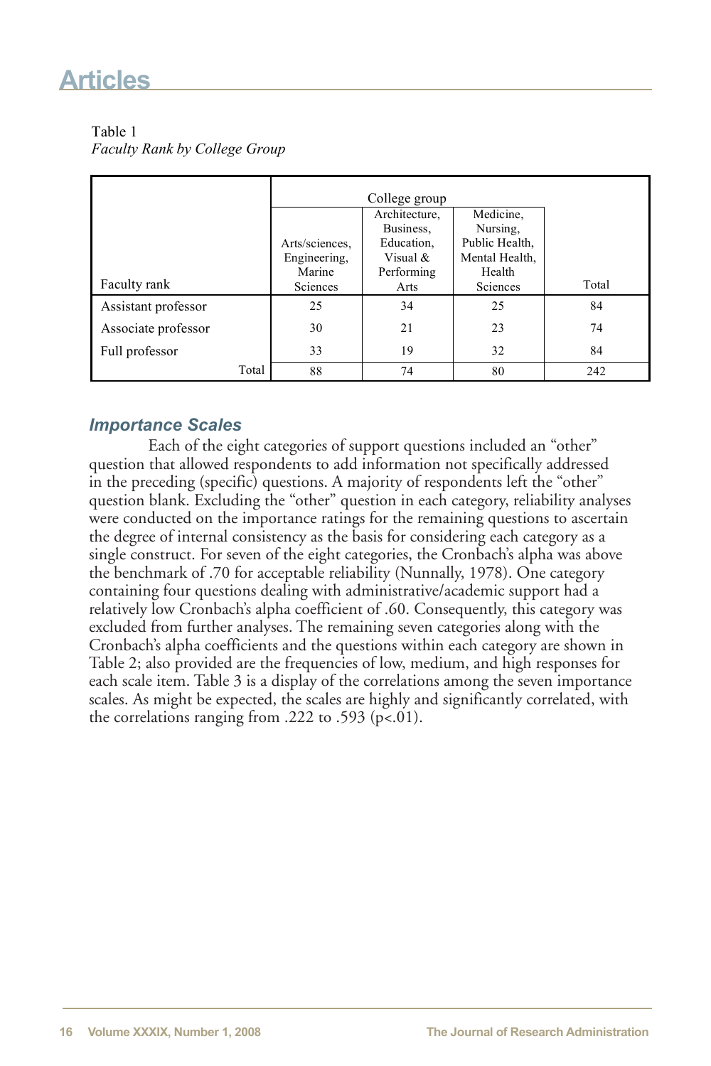Table 1
*Faculty Rank by College Group*

| Faculty rank | College group | | | Total |
|---|---|---|---|---|
| | Arts/sciences, Engineering, Marine Sciences | Architecture, Business, Education, Visual & Performing Arts | Medicine, Nursing, Public Health, Mental Health, Health Sciences | |
| Assistant professor | 25 | 34 | 25 | 84 |
| Associate professor | 30 | 21 | 23 | 74 |
| Full professor | 33 | 19 | 32 | 84 |
| Total | 88 | 74 | 80 | 242 |

### *Importance Scales*

Each of the eight categories of support questions included an "other" question that allowed respondents to add information not specifically addressed in the preceding (specific) questions. A majority of respondents left the "other" question blank. Excluding the "other" question in each category, reliability analyses were conducted on the importance ratings for the remaining questions to ascertain the degree of internal consistency as the basis for considering each category as a single construct. For seven of the eight categories, the Cronbach's alpha was above the benchmark of .70 for acceptable reliability (Nunnally, 1978). One category containing four questions dealing with administrative/academic support had a relatively low Cronbach's alpha coefficient of .60. Consequently, this category was excluded from further analyses. The remaining seven categories along with the Cronbach's alpha coefficients and the questions within each category are shown in Table 2; also provided are the frequencies of low, medium, and high responses for each scale item. Table 3 is a display of the correlations among the seven importance scales. As might be expected, the scales are highly and significantly correlated, with the correlations ranging from .222 to .593 ($p<.01$).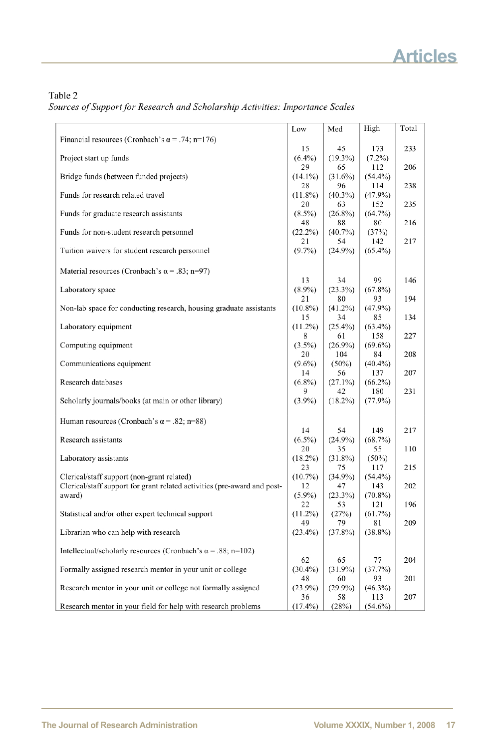Table 2

*Sources of Support for Research and Scholarship Activities: Importance Scales*

| | Low | Med | High | Total |
|---|---|---|---|---|
| Financial resources (Cronbach's α = .74; n=176) | | | | |
| Project start up funds | 15 (6.4%) | 45 (19.3%) | 173 (7.2%) | 233 |
| Bridge funds (between funded projects) | 29 (14.1%) | 65 (31.6%) | 112 (54.4%) | 206 |
| Funds for research related travel | 28 (11.8%) | 96 (40.3%) | 114 (47.9%) | 238 |
| Funds for graduate research assistants | 20 (8.5%) | 63 (26.8%) | 152 (64.7%) | 235 |
| Funds for non-student research personnel | 48 (22.2%) | 88 (40.7%) | 80 (37%) | 216 |
| Tuition waivers for student research personnel | 21 (9.7%) | 54 (24.9%) | 142 (65.4%) | 217 |
| Material resources (Cronbach's α = .83; n=97) | | | | |
| Laboratory space | 13 (8.9%) | 34 (23.3%) | 99 (67.8%) | 146 |
| Non-lab space for conducting research, housing graduate assistants | 21 (10.8%) | 80 (41.2%) | 93 (47.9%) | 194 |
| Laboratory equipment | 15 (11.2%) | 34 (25.4%) | 85 (63.4%) | 134 |
| Computing equipment | 8 (3.5%) | 61 (26.9%) | 158 (69.6%) | 227 |
| Communications equipment | 20 (9.6%) | 104 (50%) | 84 (40.4%) | 208 |
| Research databases | 14 (6.8%) | 56 (27.1%) | 137 (66.2%) | 207 |
| Scholarly journals/books (at main or other library) | 9 (3.9%) | 42 (18.2%) | 180 (77.9%) | 231 |
| Human resources (Cronbach's α = .82; n=88) | | | | |
| Research assistants | 14 (6.5%) | 54 (24.9%) | 149 (68.7%) | 217 |
| Laboratory assistants | 20 (18.2%) | 35 (31.8%) | 55 (50%) | 110 |
| Clerical/staff support (non-grant related) | 23 (10.7%) | 75 (34.9%) | 117 (54.4%) | 215 |
| Clerical/staff support for grant related activities (pre-award and post-award) | 12 (5.9%) | 47 (23.3%) | 143 (70.8%) | 202 |
| Statistical and/or other expert technical support | 22 (11.2%) | 53 (27%) | 121 (61.7%) | 196 |
| Librarian who can help with research | 49 (23.4%) | 79 (37.8%) | 81 (38.8%) | 209 |
| Intellectual/scholarly resources (Cronbach's α = .88; n=102) | | | | |
| Formally assigned research mentor in your unit or college | 62 (30.4%) | 65 (31.9%) | 77 (37.7%) | 204 |
| Research mentor in your unit or college not formally assigned | 48 (23.9%) | 60 (29.9%) | 93 (46.3%) | 201 |
| Research mentor in your field for help with research problems | 36 (17.4%) | 58 (28%) | 113 (54.6%) | 207 |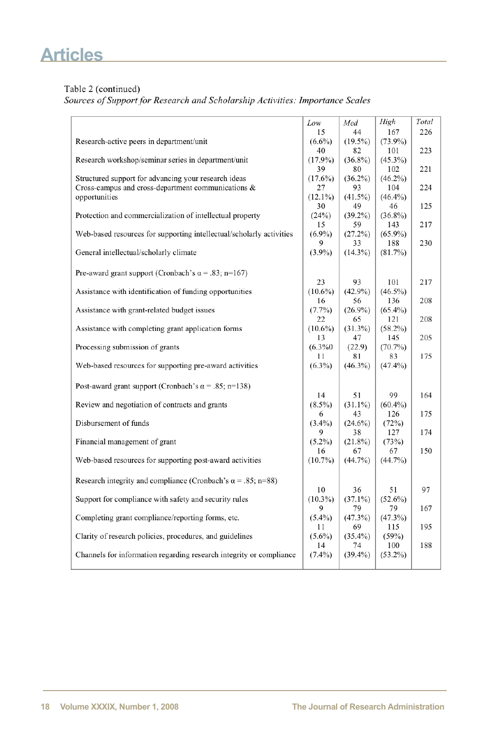Table 2 (continued)
*Sources of Support for Research and Scholarship Activities: Importance Scales*

| | *Low* | *Med* | *High* | *Total* |
|---|---|---|---|---|
| Research-active peers in department/unit | 15 (6.6%) | 44 (19.5%) | 167 (73.9%) | 226 |
| Research workshop/seminar series in department/unit | 40 (17.9%) | 82 (36.8%) | 101 (45.3%) | 223 |
| Structured support for advancing your research ideas | 39 (17.6%) | 80 (36.2%) | 102 (46.2%) | 221 |
| Cross-campus and cross-department communications & opportunities | 27 (12.1%) | 93 (41.5%) | 104 (46.4%) | 224 |
| Protection and commercialization of intellectual property | 30 (24%) | 49 (39.2%) | 46 (36.8%) | 125 |
| Web-based resources for supporting intellectual/scholarly activities | 15 (6.9%) | 59 (27.2%) | 143 (65.9%) | 217 |
| General intellectual/scholarly climate | 9 (3.9%) | 33 (14.3%) | 188 (81.7%) | 230 |
| Pre-award grant support (Cronbach's $\alpha$ = .83; n=167) | | | | |
| Assistance with identification of funding opportunities | 23 (10.6%) | 93 (42.9%) | 101 (46.5%) | 217 |
| Assistance with grant-related budget issues | 16 (7.7%) | 56 (26.9%) | 136 (65.4%) | 208 |
| Assistance with completing grant application forms | 22 (10.6%) | 65 (31.3%) | 121 (58.2%) | 208 |
| Processing submission of grants | 13 (6.3%0 | 47 (22.9) | 145 (70.7%) | 205 |
| Web-based resources for supporting pre-award activities | 11 (6.3%) | 81 (46.3%) | 83 (47.4%) | 175 |
| Post-award grant support (Cronbach's $\alpha$ = .85; n=138) | | | | |
| Review and negotiation of contracts and grants | 14 (8.5%) | 51 (31.1%) | 99 (60.4%) | 164 |
| Disbursement of funds | 6 (3.4%) | 43 (24.6%) | 126 (72%) | 175 |
| Financial management of grant | 9 (5.2%) | 38 (21.8%) | 127 (73%) | 174 |
| Web-based resources for supporting post-award activities | 16 (10.7%) | 67 (44.7%) | 67 (44.7%) | 150 |
| Research integrity and compliance (Cronbach's $\alpha$ = .85; n=88) | | | | |
| Support for compliance with safety and security rules | 10 (10.3%) | 36 (37.1%) | 51 (52.6%) | 97 |
| Completing grant compliance/reporting forms, etc. | 9 (5.4%) | 79 (47.3%) | 79 (47.3%) | 167 |
| Clarity of research policies, procedures, and guidelines | 11 (5.6%) | 69 (35.4%) | 115 (59%) | 195 |
| Channels for information regarding research integrity or compliance | 14 (7.4%) | 74 (39.4%) | 100 (53.2%) | 188 |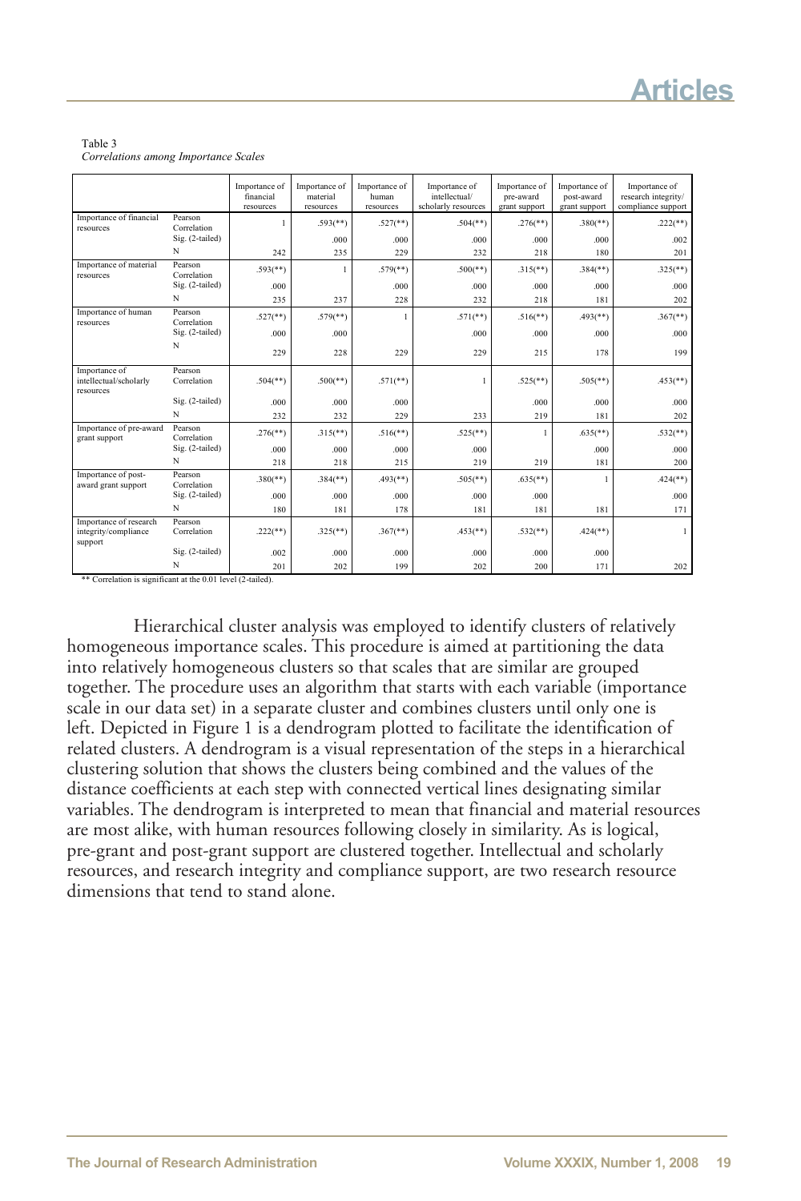Table 3
*Correlations among Importance Scales*

| | | Importance of financial resources | Importance of material resources | Importance of human resources | Importance of intellectual/ scholarly resources | Importance of pre-award grant support | Importance of post-award grant support | Importance of research integrity/ compliance support |
|---|---|---|---|---|---|---|---|---|
| Importance of financial resources | Pearson Correlation | 1 | .593(**) | .527(**) | .504(**) | .276(**) | .380(**) | .222(**) |
| | Sig. (2-tailed) | | .000 | .000 | .000 | .000 | .000 | .002 |
| | N | 242 | 235 | 229 | 232 | 218 | 180 | 201 |
| Importance of material resources | Pearson Correlation | .593(**) | 1 | .579(**) | .500(**) | .315(**) | .384(**) | .325(**) |
| | Sig. (2-tailed) | .000 | | .000 | .000 | .000 | .000 | .000 |
| | N | 235 | 237 | 228 | 232 | 218 | 181 | 202 |
| Importance of human resources | Pearson Correlation | .527(**) | .579(**) | 1 | .571(**) | .516(**) | .493(**) | .367(**) |
| | Sig. (2-tailed) | .000 | .000 | | .000 | .000 | .000 | .000 |
| | N | 229 | 228 | 229 | 229 | 215 | 178 | 199 |
| Importance of intellectual/scholarly resources | Pearson Correlation | .504(**) | .500(**) | .571(**) | 1 | .525(**) | .505(**) | .453(**) |
| | Sig. (2-tailed) | .000 | .000 | .000 | | .000 | .000 | .000 |
| | N | 232 | 232 | 229 | 233 | 219 | 181 | 202 |
| Importance of pre-award grant support | Pearson Correlation | .276(**) | .315(**) | .516(**) | .525(**) | 1 | .635(**) | .532(**) |
| | Sig. (2-tailed) | .000 | .000 | .000 | .000 | | .000 | .000 |
| | N | 218 | 218 | 215 | 219 | 219 | 181 | 200 |
| Importance of post-award grant support | Pearson Correlation | .380(**) | .384(**) | .493(**) | .505(**) | .635(**) | 1 | .424(**) |
| | Sig. (2-tailed) | .000 | .000 | .000 | .000 | .000 | | .000 |
| | N | 180 | 181 | 178 | 181 | 181 | 181 | 171 |
| Importance of research integrity/compliance support | Pearson Correlation | .222(**) | .325(**) | .367(**) | .453(**) | .532(**) | .424(**) | 1 |
| | Sig. (2-tailed) | .002 | .000 | .000 | .000 | .000 | .000 | |
| | N | 201 | 202 | 199 | 202 | 200 | 171 | 202 |

** Correlation is significant at the 0.01 level (2-tailed).

Hierarchical cluster analysis was employed to identify clusters of relatively homogeneous importance scales. This procedure is aimed at partitioning the data into relatively homogeneous clusters so that scales that are similar are grouped together. The procedure uses an algorithm that starts with each variable (importance scale in our data set) in a separate cluster and combines clusters until only one is left. Depicted in Figure 1 is a dendrogram plotted to facilitate the identification of related clusters. A dendrogram is a visual representation of the steps in a hierarchical clustering solution that shows the clusters being combined and the values of the distance coefficients at each step with connected vertical lines designating similar variables. The dendrogram is interpreted to mean that financial and material resources are most alike, with human resources following closely in similarity. As is logical, pre-grant and post-grant support are clustered together. Intellectual and scholarly resources, and research integrity and compliance support, are two research resource dimensions that tend to stand alone.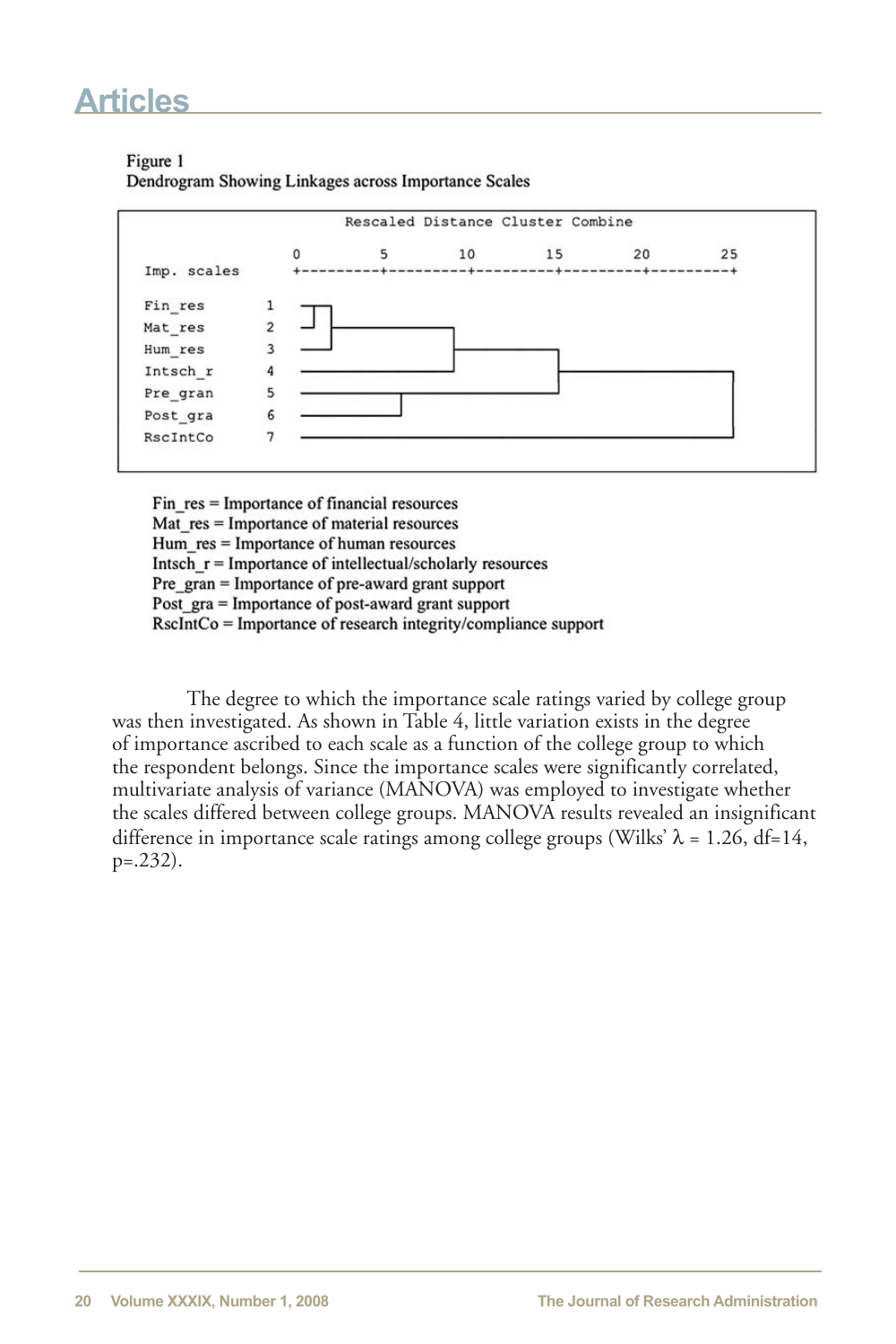Figure 1
Dendrogram Showing Linkages across Importance Scales

Rescaled Distance Cluster Combine

0 5 10 15 20 25

Imp. scales

Fin_res 1
Mat_res 2
Hum_res 3
Intsch_r 4
Pre_gran 5
Post_gra 6
RscIntCo 7

Fin_res = Importance of financial resources
Mat_res = Importance of material resources
Hum_res = Importance of human resources
Intsch_r = Importance of intellectual/scholarly resources
Pre_gran = Importance of pre-award grant support
Post_gra = Importance of post-award grant support
RscIntCo = Importance of research integrity/compliance support

The degree to which the importance scale ratings varied by college group was then investigated. As shown in Table 4, little variation exists in the degree of importance ascribed to each scale as a function of the college group to which the respondent belongs. Since the importance scales were significantly correlated, multivariate analysis of variance (MANOVA) was employed to investigate whether the scales differed between college groups. MANOVA results revealed an insignificant difference in importance scale ratings among college groups (Wilks' $\lambda = 1.26$, df=14, p=.232).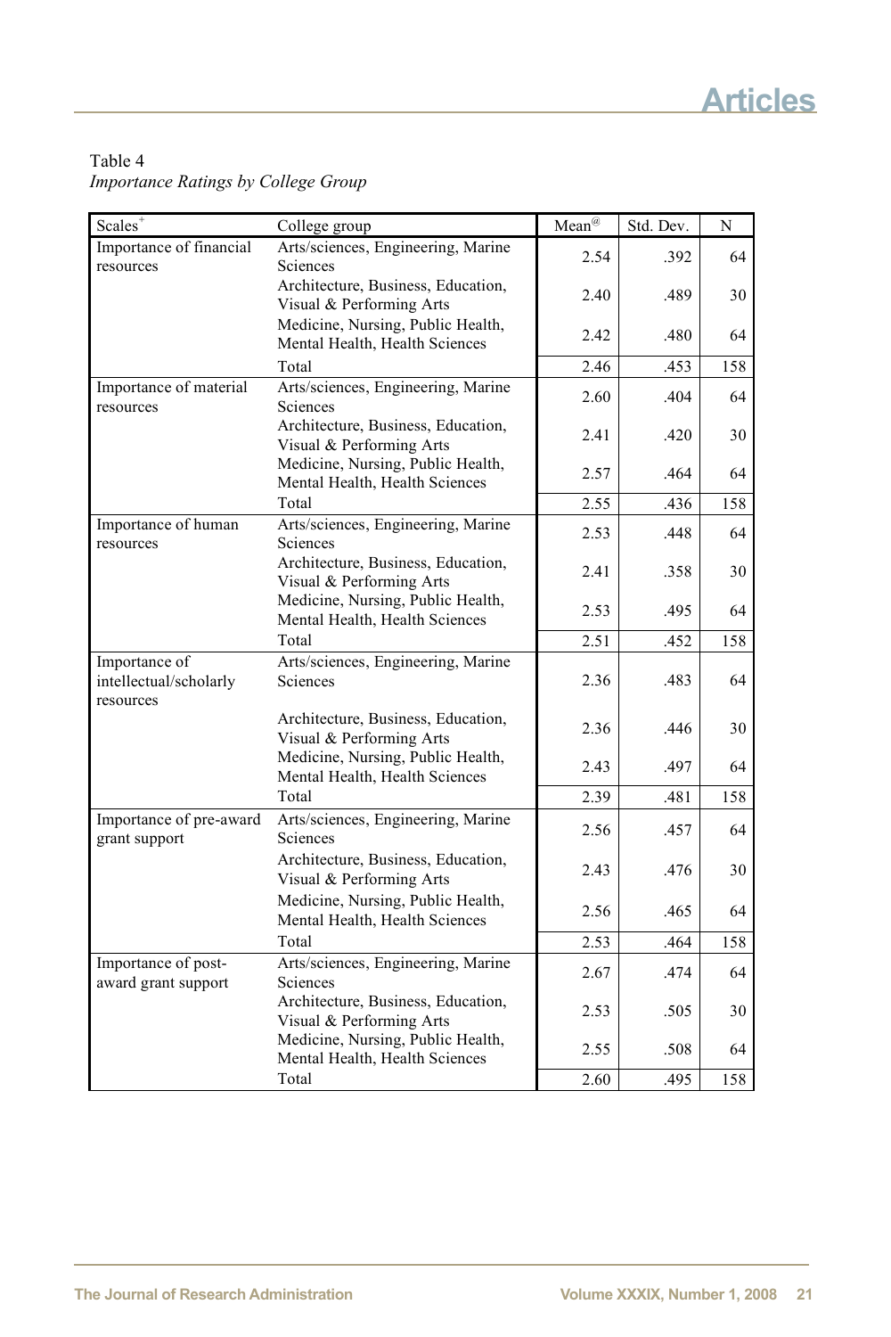Table 4
*Importance Ratings by College Group*

| Scales+ | College group | Mean@ | Std. Dev. | N |
|---|---|---|---|---|
| Importance of financial resources | Arts/sciences, Engineering, Marine Sciences | 2.54 | .392 | 64 |
| | Architecture, Business, Education, Visual & Performing Arts | 2.40 | .489 | 30 |
| | Medicine, Nursing, Public Health, Mental Health, Health Sciences | 2.42 | .480 | 64 |
| | Total | 2.46 | .453 | 158 |
| Importance of material resources | Arts/sciences, Engineering, Marine Sciences | 2.60 | .404 | 64 |
| | Architecture, Business, Education, Visual & Performing Arts | 2.41 | .420 | 30 |
| | Medicine, Nursing, Public Health, Mental Health, Health Sciences | 2.57 | .464 | 64 |
| | Total | 2.55 | .436 | 158 |
| Importance of human resources | Arts/sciences, Engineering, Marine Sciences | 2.53 | .448 | 64 |
| | Architecture, Business, Education, Visual & Performing Arts | 2.41 | .358 | 30 |
| | Medicine, Nursing, Public Health, Mental Health, Health Sciences | 2.53 | .495 | 64 |
| | Total | 2.51 | .452 | 158 |
| Importance of intellectual/scholarly resources | Arts/sciences, Engineering, Marine Sciences | 2.36 | .483 | 64 |
| | Architecture, Business, Education, Visual & Performing Arts | 2.36 | .446 | 30 |
| | Medicine, Nursing, Public Health, Mental Health, Health Sciences | 2.43 | .497 | 64 |
| | Total | 2.39 | .481 | 158 |
| Importance of pre-award grant support | Arts/sciences, Engineering, Marine Sciences | 2.56 | .457 | 64 |
| | Architecture, Business, Education, Visual & Performing Arts | 2.43 | .476 | 30 |
| | Medicine, Nursing, Public Health, Mental Health, Health Sciences | 2.56 | .465 | 64 |
| | Total | 2.53 | .464 | 158 |
| Importance of post-award grant support | Arts/sciences, Engineering, Marine Sciences | 2.67 | .474 | 64 |
| | Architecture, Business, Education, Visual & Performing Arts | 2.53 | .505 | 30 |
| | Medicine, Nursing, Public Health, Mental Health, Health Sciences | 2.55 | .508 | 64 |
| | Total | 2.60 | .495 | 158 |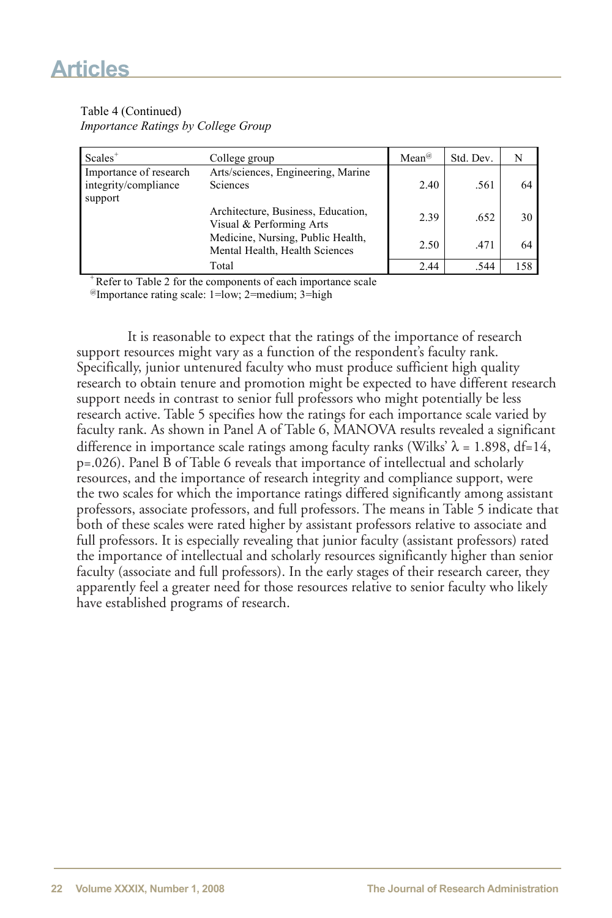Table 4 (Continued)
*Importance Ratings by College Group*

| Scales+ | College group | Mean@ | Std. Dev. | N |
|---|---|---|---|---|
| Importance of research integrity/compliance support | Arts/sciences, Engineering, Marine Sciences | 2.40 | .561 | 64 |
| | Architecture, Business, Education, Visual & Performing Arts | 2.39 | .652 | 30 |
| | Medicine, Nursing, Public Health, Mental Health, Health Sciences | 2.50 | .471 | 64 |
| | Total | 2.44 | .544 | 158 |

+Refer to Table 2 for the components of each importance scale
@Importance rating scale: 1=low; 2=medium; 3=high

It is reasonable to expect that the ratings of the importance of research support resources might vary as a function of the respondent's faculty rank. Specifically, junior untenured faculty who must produce sufficient high quality research to obtain tenure and promotion might be expected to have different research support needs in contrast to senior full professors who might potentially be less research active. Table 5 specifies how the ratings for each importance scale varied by faculty rank. As shown in Panel A of Table 6, MANOVA results revealed a significant difference in importance scale ratings among faculty ranks (Wilks' $\lambda$ = 1.898, df=14, p=.026). Panel B of Table 6 reveals that importance of intellectual and scholarly resources, and the importance of research integrity and compliance support, were the two scales for which the importance ratings differed significantly among assistant professors, associate professors, and full professors. The means in Table 5 indicate that both of these scales were rated higher by assistant professors relative to associate and full professors. It is especially revealing that junior faculty (assistant professors) rated the importance of intellectual and scholarly resources significantly higher than senior faculty (associate and full professors). In the early stages of their research career, they apparently feel a greater need for those resources relative to senior faculty who likely have established programs of research.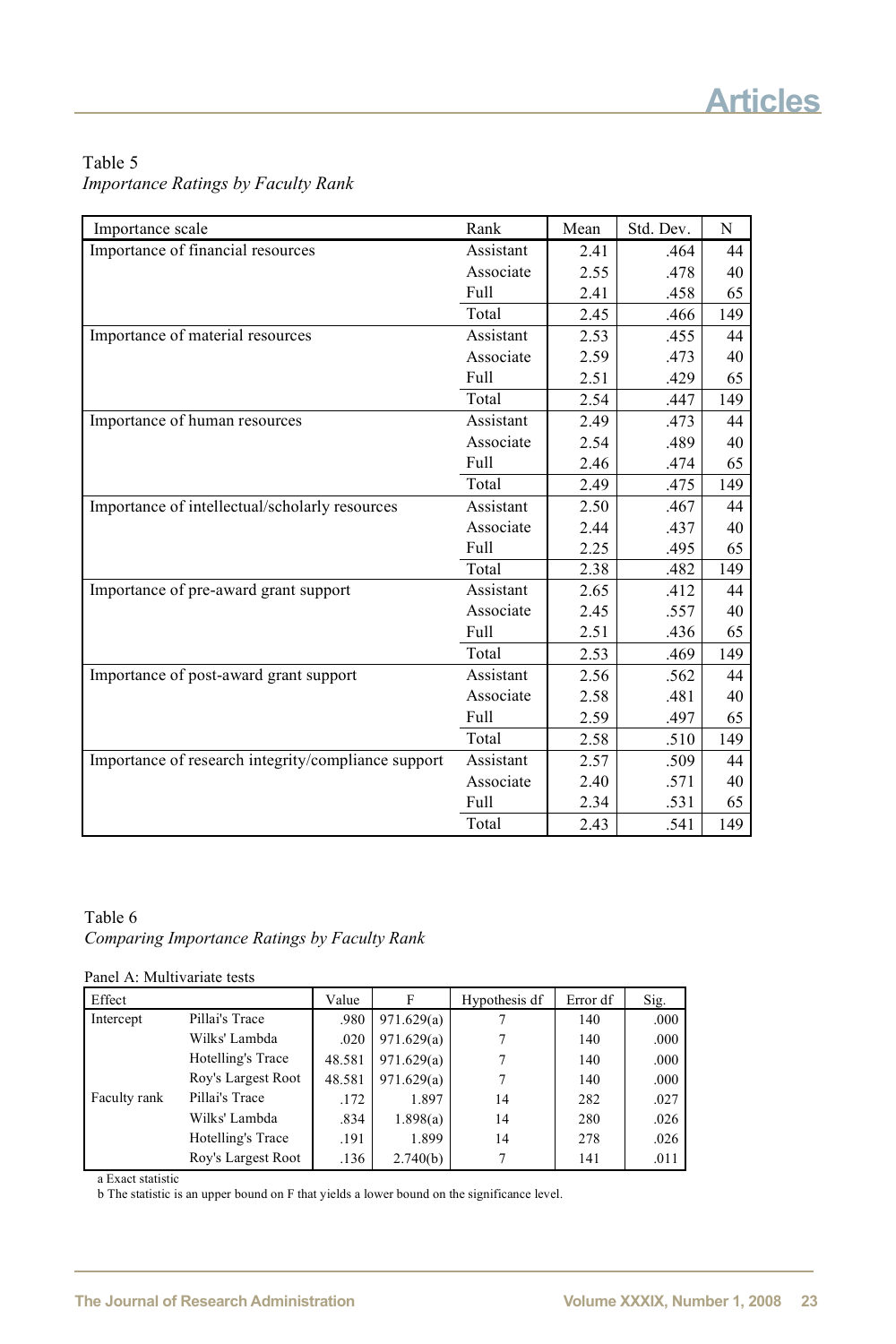Table 5

*Importance Ratings by Faculty Rank*

| Importance scale | Rank | Mean | Std. Dev. | N |
|---|---|---|---|---|
| Importance of financial resources | Assistant | 2.41 | .464 | 44 |
| | Associate | 2.55 | .478 | 40 |
| | Full | 2.41 | .458 | 65 |
| | Total | 2.45 | .466 | 149 |
| Importance of material resources | Assistant | 2.53 | .455 | 44 |
| | Associate | 2.59 | .473 | 40 |
| | Full | 2.51 | .429 | 65 |
| | Total | 2.54 | .447 | 149 |
| Importance of human resources | Assistant | 2.49 | .473 | 44 |
| | Associate | 2.54 | .489 | 40 |
| | Full | 2.46 | .474 | 65 |
| | Total | 2.49 | .475 | 149 |
| Importance of intellectual/scholarly resources | Assistant | 2.50 | .467 | 44 |
| | Associate | 2.44 | .437 | 40 |
| | Full | 2.25 | .495 | 65 |
| | Total | 2.38 | .482 | 149 |
| Importance of pre-award grant support | Assistant | 2.65 | .412 | 44 |
| | Associate | 2.45 | .557 | 40 |
| | Full | 2.51 | .436 | 65 |
| | Total | 2.53 | .469 | 149 |
| Importance of post-award grant support | Assistant | 2.56 | .562 | 44 |
| | Associate | 2.58 | .481 | 40 |
| | Full | 2.59 | .497 | 65 |
| | Total | 2.58 | .510 | 149 |
| Importance of research integrity/compliance support | Assistant | 2.57 | .509 | 44 |
| | Associate | 2.40 | .571 | 40 |
| | Full | 2.34 | .531 | 65 |
| | Total | 2.43 | .541 | 149 |

Table 6

*Comparing Importance Ratings by Faculty Rank*

Panel A: Multivariate tests

| Effect | | Value | F | Hypothesis df | Error df | Sig. |
|---|---|---|---|---|---|---|
| Intercept | Pillai's Trace | .980 | 971.629(a) | 7 | 140 | .000 |
| | Wilks' Lambda | .020 | 971.629(a) | 7 | 140 | .000 |
| | Hotelling's Trace | 48.581 | 971.629(a) | 7 | 140 | .000 |
| | Roy's Largest Root | 48.581 | 971.629(a) | 7 | 140 | .000 |
| Faculty rank | Pillai's Trace | .172 | 1.897 | 14 | 282 | .027 |
| | Wilks' Lambda | .834 | 1.898(a) | 14 | 280 | .026 |
| | Hotelling's Trace | .191 | 1.899 | 14 | 278 | .026 |
| | Roy's Largest Root | .136 | 2.740(b) | 7 | 141 | .011 |

a Exact statistic

b The statistic is an upper bound on F that yields a lower bound on the significance level.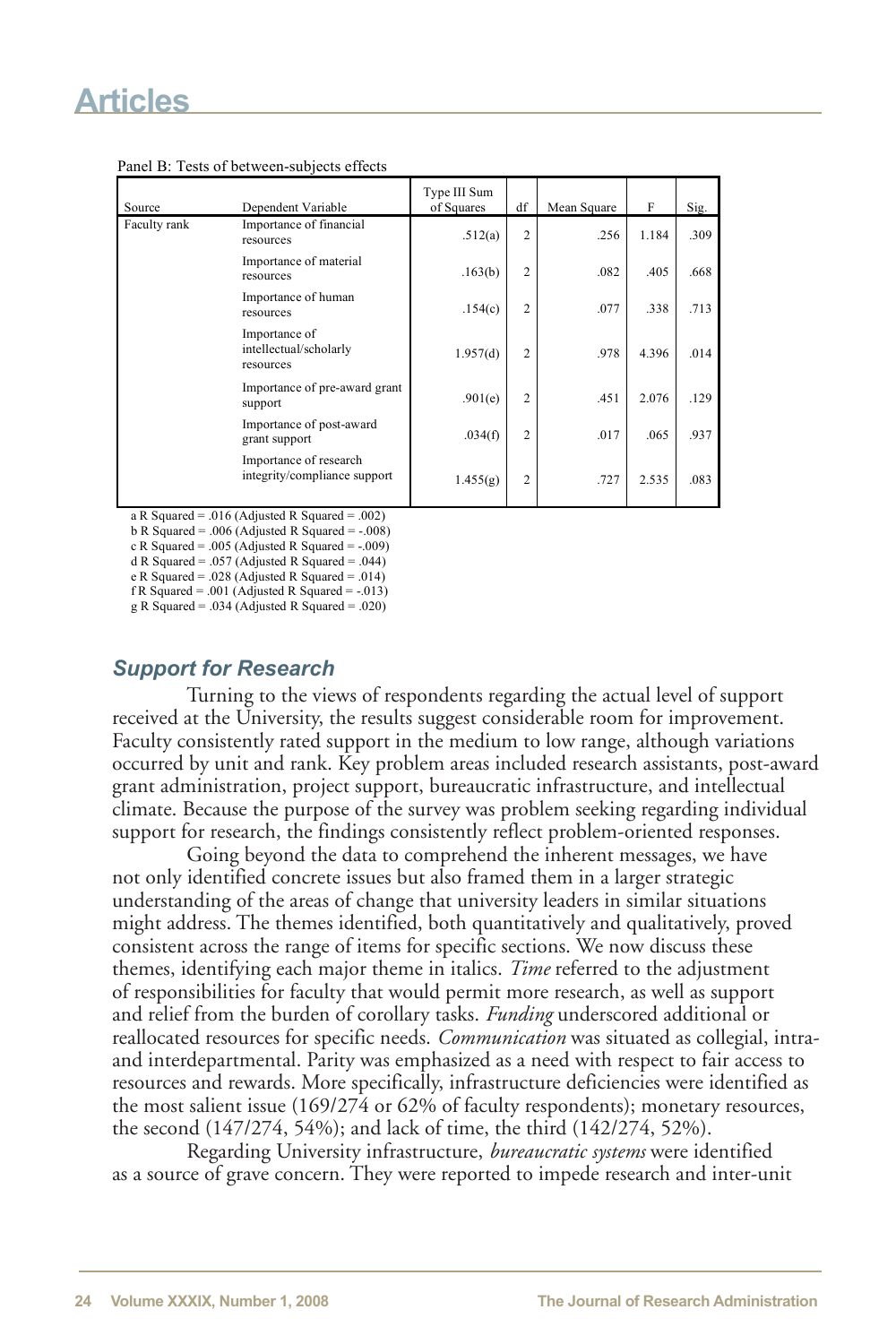Panel B: Tests of between-subjects effects

| Source | Dependent Variable | Type III Sum of Squares | df | Mean Square | F | Sig. |
|---|---|---|---|---|---|---|
| Faculty rank | Importance of financial resources | .512(a) | 2 | .256 | 1.184 | .309 |
| | Importance of material resources | .163(b) | 2 | .082 | .405 | .668 |
| | Importance of human resources | .154(c) | 2 | .077 | .338 | .713 |
| | Importance of intellectual/scholarly resources | 1.957(d) | 2 | .978 | 4.396 | .014 |
| | Importance of pre-award grant support | .901(e) | 2 | .451 | 2.076 | .129 |
| | Importance of post-award grant support | .034(f) | 2 | .017 | .065 | .937 |
| | Importance of research integrity/compliance support | 1.455(g) | 2 | .727 | 2.535 | .083 |

a R Squared = .016 (Adjusted R Squared = .002)
b R Squared = .006 (Adjusted R Squared = -.008)
c R Squared = .005 (Adjusted R Squared = -.009)
d R Squared = .057 (Adjusted R Squared = .044)
e R Squared = .028 (Adjusted R Squared = .014)
f R Squared = .001 (Adjusted R Squared = -.013)
g R Squared = .034 (Adjusted R Squared = .020)

## *Support for Research*

Turning to the views of respondents regarding the actual level of support received at the University, the results suggest considerable room for improvement. Faculty consistently rated support in the medium to low range, although variations occurred by unit and rank. Key problem areas included research assistants, post-award grant administration, project support, bureaucratic infrastructure, and intellectual climate. Because the purpose of the survey was problem seeking regarding individual support for research, the findings consistently reflect problem-oriented responses.

Going beyond the data to comprehend the inherent messages, we have not only identified concrete issues but also framed them in a larger strategic understanding of the areas of change that university leaders in similar situations might address. The themes identified, both quantitatively and qualitatively, proved consistent across the range of items for specific sections. We now discuss these themes, identifying each major theme in italics. *Time* referred to the adjustment of responsibilities for faculty that would permit more research, as well as support and relief from the burden of corollary tasks. *Funding* underscored additional or reallocated resources for specific needs. *Communication* was situated as collegial, intra- and interdepartmental. Parity was emphasized as a need with respect to fair access to resources and rewards. More specifically, infrastructure deficiencies were identified as the most salient issue (169/274 or 62% of faculty respondents); monetary resources, the second (147/274, 54%); and lack of time, the third (142/274, 52%).

Regarding University infrastructure, *bureaucratic systems* were identified as a source of grave concern. They were reported to impede research and inter-unit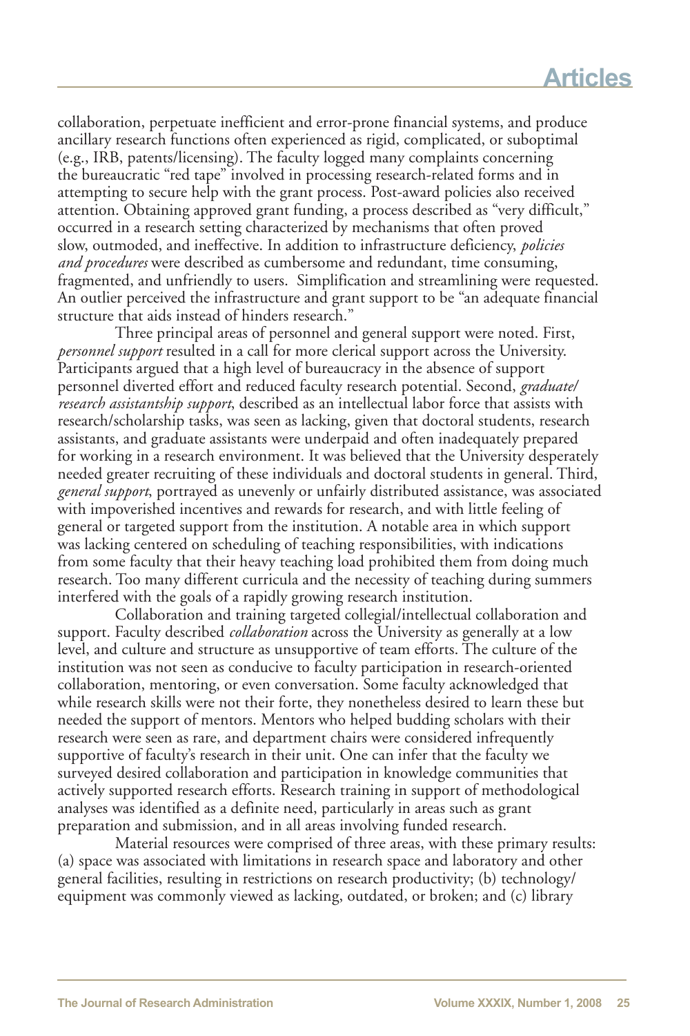collaboration, perpetuate inefficient and error-prone financial systems, and produce ancillary research functions often experienced as rigid, complicated, or suboptimal (e.g., IRB, patents/licensing). The faculty logged many complaints concerning the bureaucratic "red tape" involved in processing research-related forms and in attempting to secure help with the grant process. Post-award policies also received attention. Obtaining approved grant funding, a process described as "very difficult," occurred in a research setting characterized by mechanisms that often proved slow, outmoded, and ineffective. In addition to infrastructure deficiency, *policies and procedures* were described as cumbersome and redundant, time consuming, fragmented, and unfriendly to users. Simplification and streamlining were requested. An outlier perceived the infrastructure and grant support to be "an adequate financial structure that aids instead of hinders research."

Three principal areas of personnel and general support were noted. First, *personnel support* resulted in a call for more clerical support across the University. Participants argued that a high level of bureaucracy in the absence of support personnel diverted effort and reduced faculty research potential. Second, *graduate/research assistantship support*, described as an intellectual labor force that assists with research/scholarship tasks, was seen as lacking, given that doctoral students, research assistants, and graduate assistants were underpaid and often inadequately prepared for working in a research environment. It was believed that the University desperately needed greater recruiting of these individuals and doctoral students in general. Third, *general support*, portrayed as unevenly or unfairly distributed assistance, was associated with impoverished incentives and rewards for research, and with little feeling of general or targeted support from the institution. A notable area in which support was lacking centered on scheduling of teaching responsibilities, with indications from some faculty that their heavy teaching load prohibited them from doing much research. Too many different curricula and the necessity of teaching during summers interfered with the goals of a rapidly growing research institution.

Collaboration and training targeted collegial/intellectual collaboration and support. Faculty described *collaboration* across the University as generally at a low level, and culture and structure as unsupportive of team efforts. The culture of the institution was not seen as conducive to faculty participation in research-oriented collaboration, mentoring, or even conversation. Some faculty acknowledged that while research skills were not their forte, they nonetheless desired to learn these but needed the support of mentors. Mentors who helped budding scholars with their research were seen as rare, and department chairs were considered infrequently supportive of faculty's research in their unit. One can infer that the faculty we surveyed desired collaboration and participation in knowledge communities that actively supported research efforts. Research training in support of methodological analyses was identified as a definite need, particularly in areas such as grant preparation and submission, and in all areas involving funded research.

Material resources were comprised of three areas, with these primary results: (a) space was associated with limitations in research space and laboratory and other general facilities, resulting in restrictions on research productivity; (b) technology/equipment was commonly viewed as lacking, outdated, or broken; and (c) library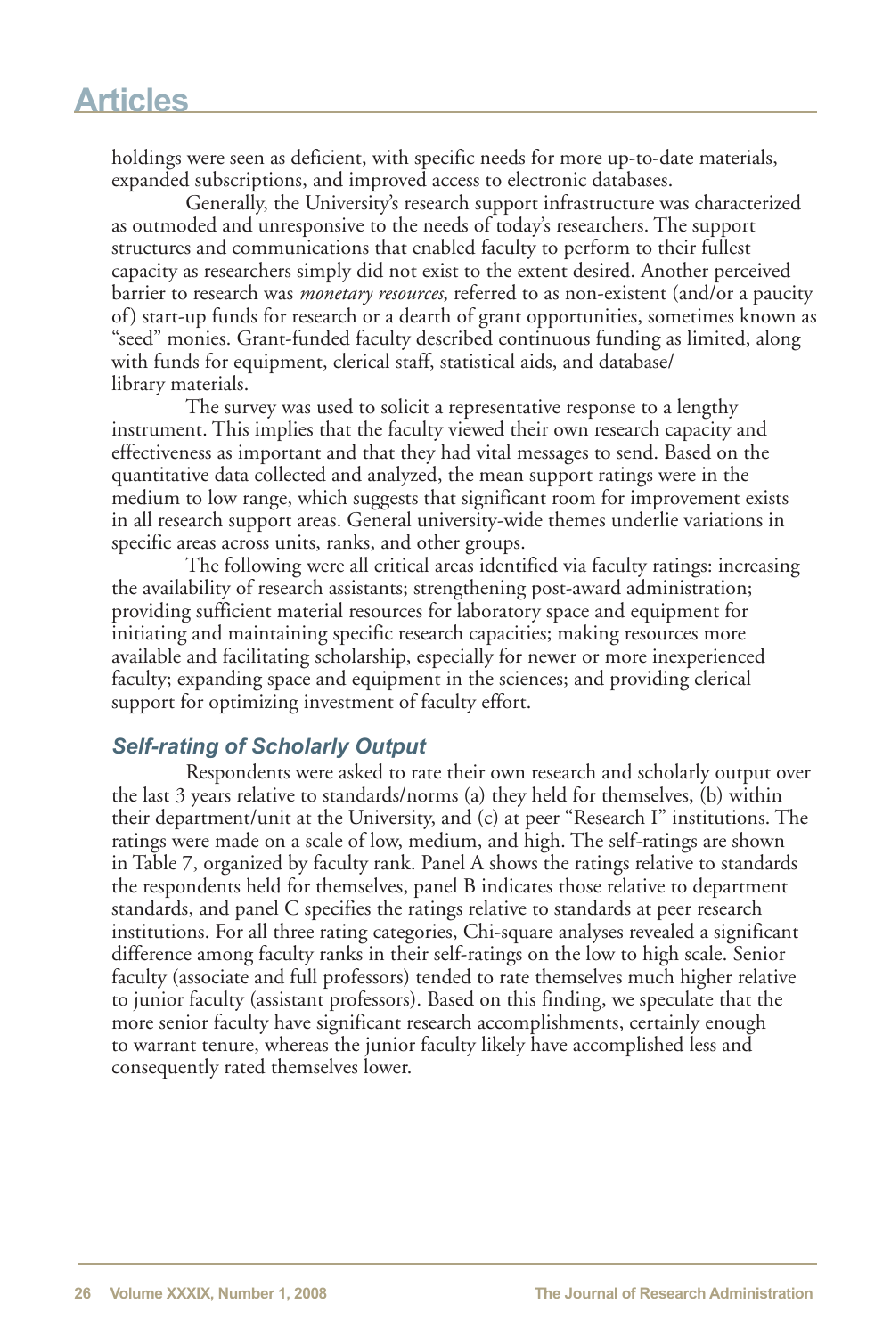holdings were seen as deficient, with specific needs for more up-to-date materials, expanded subscriptions, and improved access to electronic databases.

Generally, the University's research support infrastructure was characterized as outmoded and unresponsive to the needs of today's researchers. The support structures and communications that enabled faculty to perform to their fullest capacity as researchers simply did not exist to the extent desired. Another perceived barrier to research was *monetary resources*, referred to as non-existent (and/or a paucity of) start-up funds for research or a dearth of grant opportunities, sometimes known as "seed" monies. Grant-funded faculty described continuous funding as limited, along with funds for equipment, clerical staff, statistical aids, and database/library materials.

The survey was used to solicit a representative response to a lengthy instrument. This implies that the faculty viewed their own research capacity and effectiveness as important and that they had vital messages to send. Based on the quantitative data collected and analyzed, the mean support ratings were in the medium to low range, which suggests that significant room for improvement exists in all research support areas. General university-wide themes underlie variations in specific areas across units, ranks, and other groups.

The following were all critical areas identified via faculty ratings: increasing the availability of research assistants; strengthening post-award administration; providing sufficient material resources for laboratory space and equipment for initiating and maintaining specific research capacities; making resources more available and facilitating scholarship, especially for newer or more inexperienced faculty; expanding space and equipment in the sciences; and providing clerical support for optimizing investment of faculty effort.

### *Self-rating of Scholarly Output*

Respondents were asked to rate their own research and scholarly output over the last 3 years relative to standards/norms (a) they held for themselves, (b) within their department/unit at the University, and (c) at peer "Research I" institutions. The ratings were made on a scale of low, medium, and high. The self-ratings are shown in Table 7, organized by faculty rank. Panel A shows the ratings relative to standards the respondents held for themselves, panel B indicates those relative to department standards, and panel C specifies the ratings relative to standards at peer research institutions. For all three rating categories, Chi-square analyses revealed a significant difference among faculty ranks in their self-ratings on the low to high scale. Senior faculty (associate and full professors) tended to rate themselves much higher relative to junior faculty (assistant professors). Based on this finding, we speculate that the more senior faculty have significant research accomplishments, certainly enough to warrant tenure, whereas the junior faculty likely have accomplished less and consequently rated themselves lower.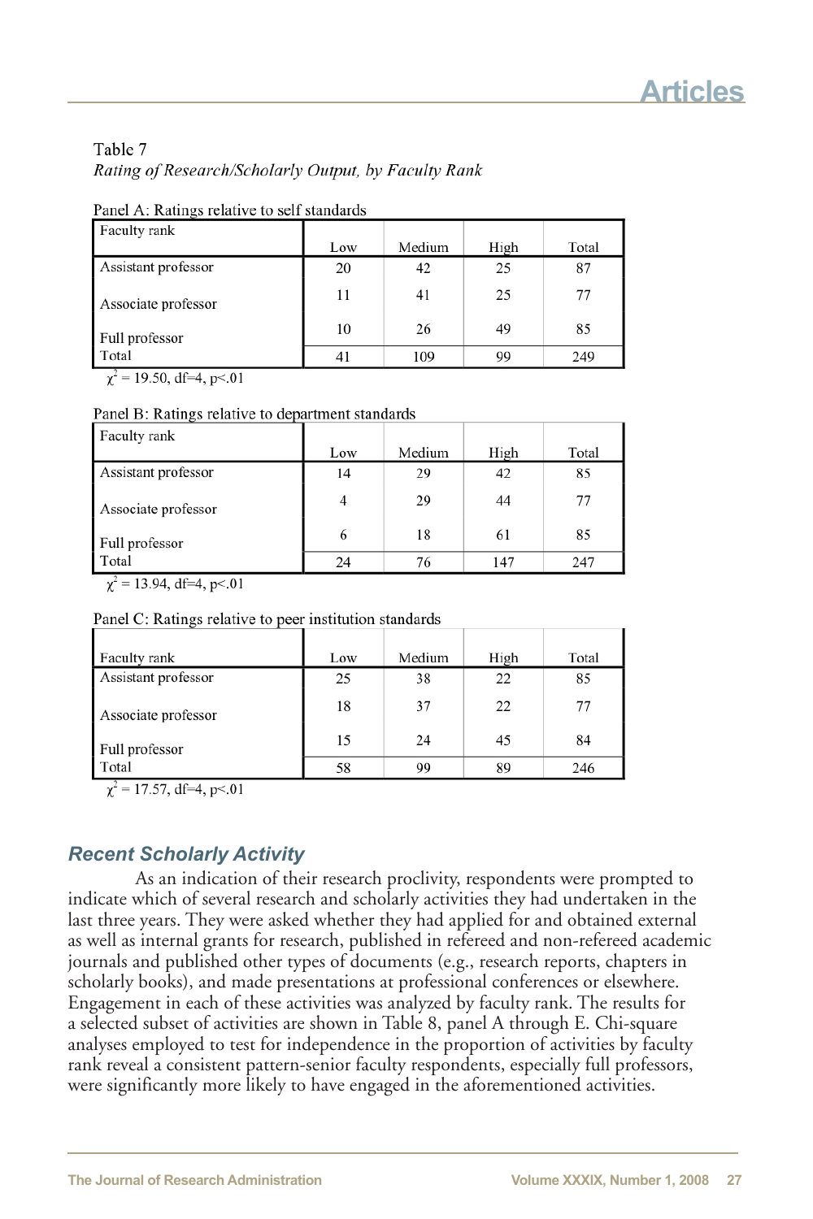Table 7

*Rating of Research/Scholarly Output, by Faculty Rank*

Panel A: Ratings relative to self standards

| Faculty rank | Low | Medium | High | Total |
|---|---|---|---|---|
| Assistant professor | 20 | 42 | 25 | 87 |
| Associate professor | 11 | 41 | 25 | 77 |
| Full professor | 10 | 26 | 49 | 85 |
| Total | 41 | 109 | 99 | 249 |

$\chi^2 = 19.50$, df=4, $p<.01$

Panel B: Ratings relative to department standards

| Faculty rank | Low | Medium | High | Total |
|---|---|---|---|---|
| Assistant professor | 14 | 29 | 42 | 85 |
| Associate professor | 4 | 29 | 44 | 77 |
| Full professor | 6 | 18 | 61 | 85 |
| Total | 24 | 76 | 147 | 247 |

$\chi^2 = 13.94$, df=4, $p<.01$

Panel C: Ratings relative to peer institution standards

| Faculty rank | Low | Medium | High | Total |
|---|---|---|---|---|
| Assistant professor | 25 | 38 | 22 | 85 |
| Associate professor | 18 | 37 | 22 | 77 |
| Full professor | 15 | 24 | 45 | 84 |
| Total | 58 | 99 | 89 | 246 |

$\chi^2 = 17.57$, df=4, $p<.01$

### *Recent Scholarly Activity*

As an indication of their research proclivity, respondents were prompted to indicate which of several research and scholarly activities they had undertaken in the last three years. They were asked whether they had applied for and obtained external as well as internal grants for research, published in refereed and non-refereed academic journals and published other types of documents (e.g., research reports, chapters in scholarly books), and made presentations at professional conferences or elsewhere. Engagement in each of these activities was analyzed by faculty rank. The results for a selected subset of activities are shown in Table 8, panel A through E. Chi-square analyses employed to test for independence in the proportion of activities by faculty rank reveal a consistent pattern-senior faculty respondents, especially full professors, were significantly more likely to have engaged in the aforementioned activities.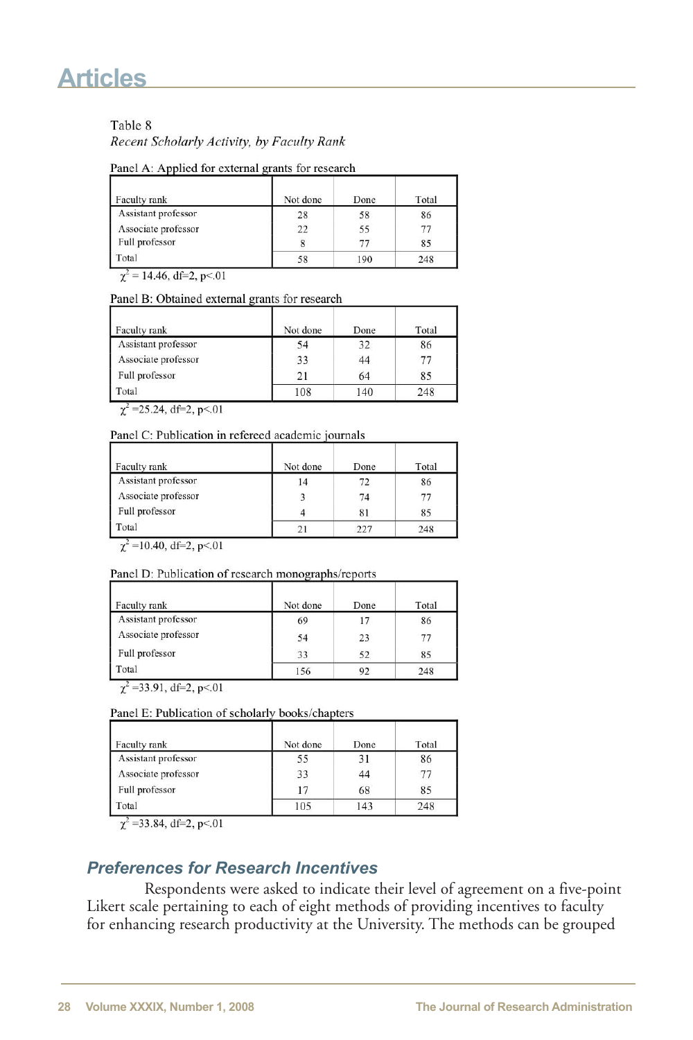Table 8

*Recent Scholarly Activity, by Faculty Rank*

Panel A: Applied for external grants for research

| Faculty rank | Not done | Done | Total |
|---|---|---|---|
| Assistant professor | 28 | 58 | 86 |
| Associate professor | 22 | 55 | 77 |
| Full professor | 8 | 77 | 85 |
| Total | 58 | 190 | 248 |

$\chi^2$ = 14.46, df=2, p<.01

Panel B: Obtained external grants for research

| Faculty rank | Not done | Done | Total |
|---|---|---|---|
| Assistant professor | 54 | 32 | 86 |
| Associate professor | 33 | 44 | 77 |
| Full professor | 21 | 64 | 85 |
| Total | 108 | 140 | 248 |

$\chi^2$ =25.24, df=2, p<.01

Panel C: Publication in refereed academic journals

| Faculty rank | Not done | Done | Total |
|---|---|---|---|
| Assistant professor | 14 | 72 | 86 |
| Associate professor | 3 | 74 | 77 |
| Full professor | 4 | 81 | 85 |
| Total | 21 | 227 | 248 |

$\chi^2$ =10.40, df=2, p<.01

Panel D: Publication of research monographs/reports

| Faculty rank | Not done | Done | Total |
|---|---|---|---|
| Assistant professor | 69 | 17 | 86 |
| Associate professor | 54 | 23 | 77 |
| Full professor | 33 | 52 | 85 |
| Total | 156 | 92 | 248 |

$\chi^2$ =33.91, df=2, p<.01

Panel E: Publication of scholarly books/chapters

| Faculty rank | Not done | Done | Total |
|---|---|---|---|
| Assistant professor | 55 | 31 | 86 |
| Associate professor | 33 | 44 | 77 |
| Full professor | 17 | 68 | 85 |
| Total | 105 | 143 | 248 |

$\chi^2$ =33.84, df=2, p<.01

## Preferences for Research Incentives

Respondents were asked to indicate their level of agreement on a five-point Likert scale pertaining to each of eight methods of providing incentives to faculty for enhancing research productivity at the University. The methods can be grouped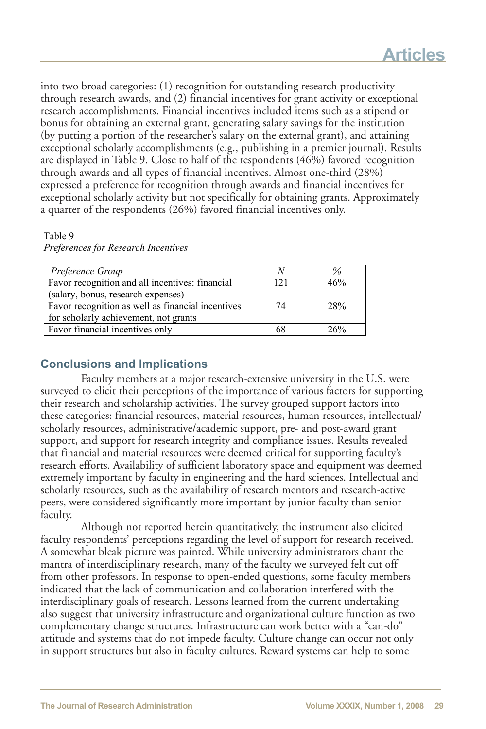into two broad categories: (1) recognition for outstanding research productivity through research awards, and (2) financial incentives for grant activity or exceptional research accomplishments. Financial incentives included items such as a stipend or bonus for obtaining an external grant, generating salary savings for the institution (by putting a portion of the researcher's salary on the external grant), and attaining exceptional scholarly accomplishments (e.g., publishing in a premier journal). Results are displayed in Table 9. Close to half of the respondents (46%) favored recognition through awards and all types of financial incentives. Almost one-third (28%) expressed a preference for recognition through awards and financial incentives for exceptional scholarly activity but not specifically for obtaining grants. Approximately a quarter of the respondents (26%) favored financial incentives only.

Table 9

*Preferences for Research Incentives*

| *Preference Group* | *N* | *%* |
|---|---|---|
| Favor recognition and all incentives: financial (salary, bonus, research expenses) | 121 | 46% |
| Favor recognition as well as financial incentives for scholarly achievement, not grants | 74 | 28% |
| Favor financial incentives only | 68 | 26% |

## Conclusions and Implications

Faculty members at a major research-extensive university in the U.S. were surveyed to elicit their perceptions of the importance of various factors for supporting their research and scholarship activities. The survey grouped support factors into these categories: financial resources, material resources, human resources, intellectual/scholarly resources, administrative/academic support, pre- and post-award grant support, and support for research integrity and compliance issues. Results revealed that financial and material resources were deemed critical for supporting faculty's research efforts. Availability of sufficient laboratory space and equipment was deemed extremely important by faculty in engineering and the hard sciences. Intellectual and scholarly resources, such as the availability of research mentors and research-active peers, were considered significantly more important by junior faculty than senior faculty.

Although not reported herein quantitatively, the instrument also elicited faculty respondents' perceptions regarding the level of support for research received. A somewhat bleak picture was painted. While university administrators chant the mantra of interdisciplinary research, many of the faculty we surveyed felt cut off from other professors. In response to open-ended questions, some faculty members indicated that the lack of communication and collaboration interfered with the interdisciplinary goals of research. Lessons learned from the current undertaking also suggest that university infrastructure and organizational culture function as two complementary change structures. Infrastructure can work better with a "can-do" attitude and systems that do not impede faculty. Culture change can occur not only in support structures but also in faculty cultures. Reward systems can help to some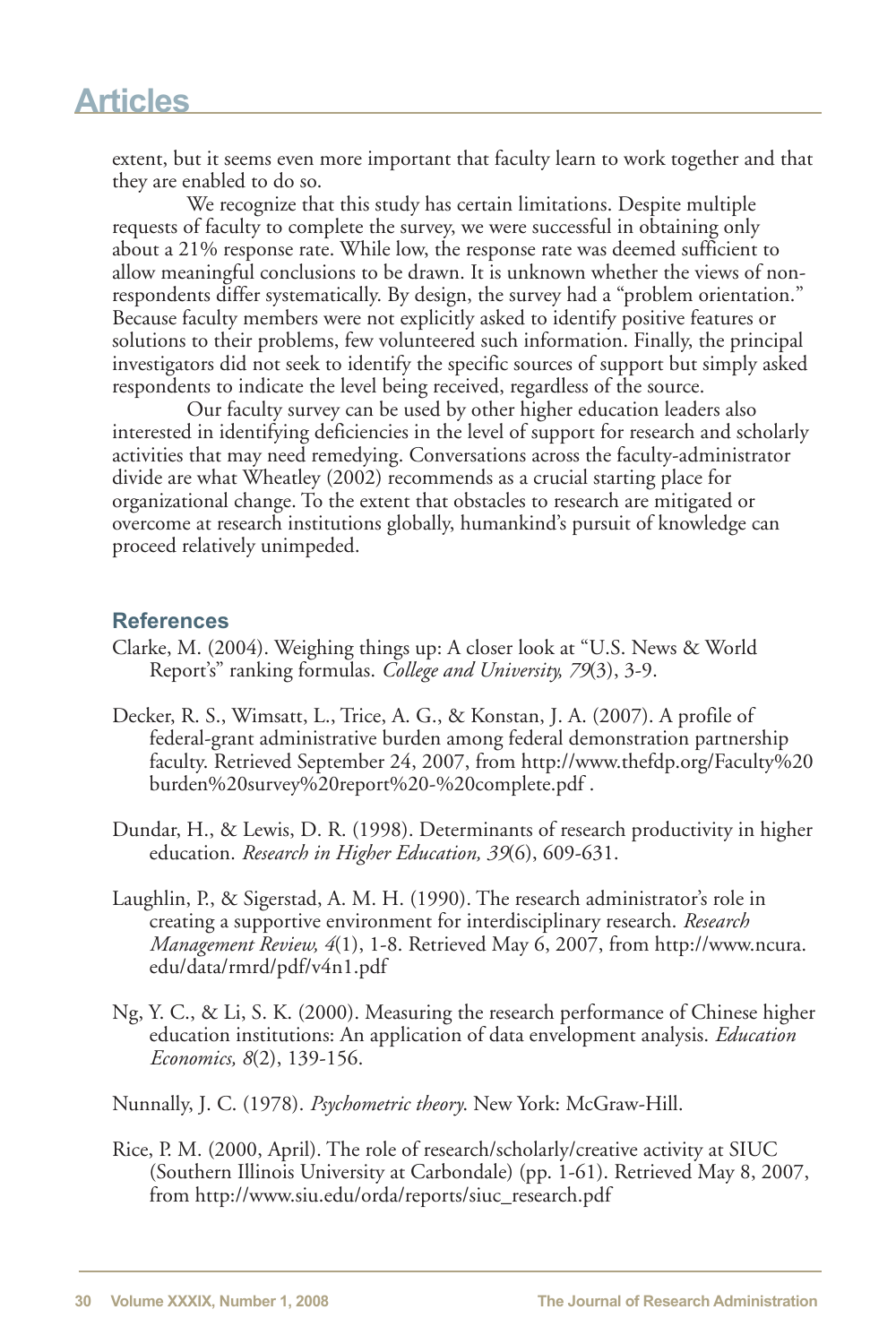extent, but it seems even more important that faculty learn to work together and that they are enabled to do so.

We recognize that this study has certain limitations. Despite multiple requests of faculty to complete the survey, we were successful in obtaining only about a 21% response rate. While low, the response rate was deemed sufficient to allow meaningful conclusions to be drawn. It is unknown whether the views of non-respondents differ systematically. By design, the survey had a "problem orientation." Because faculty members were not explicitly asked to identify positive features or solutions to their problems, few volunteered such information. Finally, the principal investigators did not seek to identify the specific sources of support but simply asked respondents to indicate the level being received, regardless of the source.

Our faculty survey can be used by other higher education leaders also interested in identifying deficiencies in the level of support for research and scholarly activities that may need remedying. Conversations across the faculty-administrator divide are what Wheatley (2002) recommends as a crucial starting place for organizational change. To the extent that obstacles to research are mitigated or overcome at research institutions globally, humankind's pursuit of knowledge can proceed relatively unimpeded.

## References

Clarke, M. (2004). Weighing things up: A closer look at "U.S. News & World Report's" ranking formulas. *College and University, 79*(3), 3-9.

Decker, R. S., Wimsatt, L., Trice, A. G., & Konstan, J. A. (2007). A profile of federal-grant administrative burden among federal demonstration partnership faculty. Retrieved September 24, 2007, from http://www.thefdp.org/Faculty%20burden%20survey%20report%20-%20complete.pdf .

Dundar, H., & Lewis, D. R. (1998). Determinants of research productivity in higher education. *Research in Higher Education, 39*(6), 609-631.

Laughlin, P., & Sigerstad, A. M. H. (1990). The research administrator's role in creating a supportive environment for interdisciplinary research. *Research Management Review, 4*(1), 1-8. Retrieved May 6, 2007, from http://www.ncura.edu/data/rmrd/pdf/v4n1.pdf

Ng, Y. C., & Li, S. K. (2000). Measuring the research performance of Chinese higher education institutions: An application of data envelopment analysis. *Education Economics, 8*(2), 139-156.

Nunnally, J. C. (1978). *Psychometric theory*. New York: McGraw-Hill.

Rice, P. M. (2000, April). The role of research/scholarly/creative activity at SIUC (Southern Illinois University at Carbondale) (pp. 1-61). Retrieved May 8, 2007, from http://www.siu.edu/orda/reports/siuc_research.pdf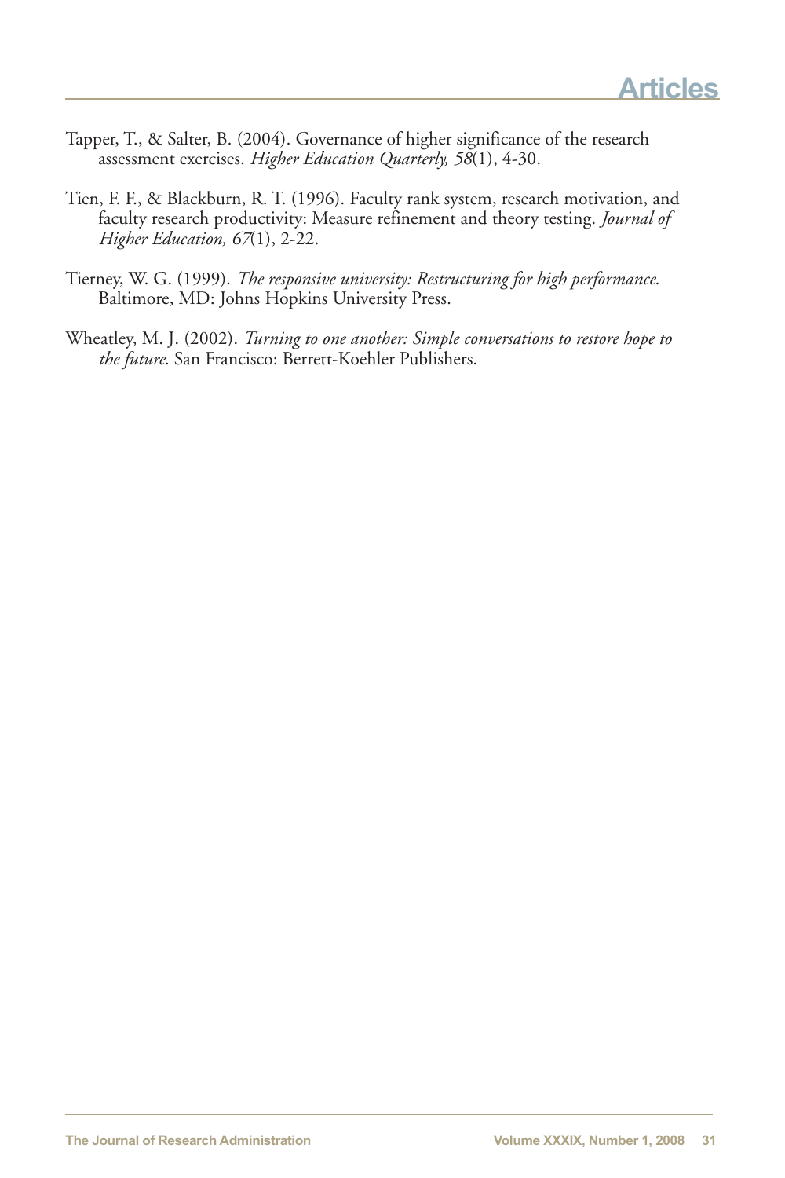Tapper, T., & Salter, B. (2004). Governance of higher significance of the research assessment exercises. *Higher Education Quarterly, 58*(1), 4-30.

Tien, F. F., & Blackburn, R. T. (1996). Faculty rank system, research motivation, and faculty research productivity: Measure refinement and theory testing. *Journal of Higher Education, 67*(1), 2-22.

Tierney, W. G. (1999). *The responsive university: Restructuring for high performance.* Baltimore, MD: Johns Hopkins University Press.

Wheatley, M. J. (2002). *Turning to one another: Simple conversations to restore hope to the future.* San Francisco: Berrett-Koehler Publishers.